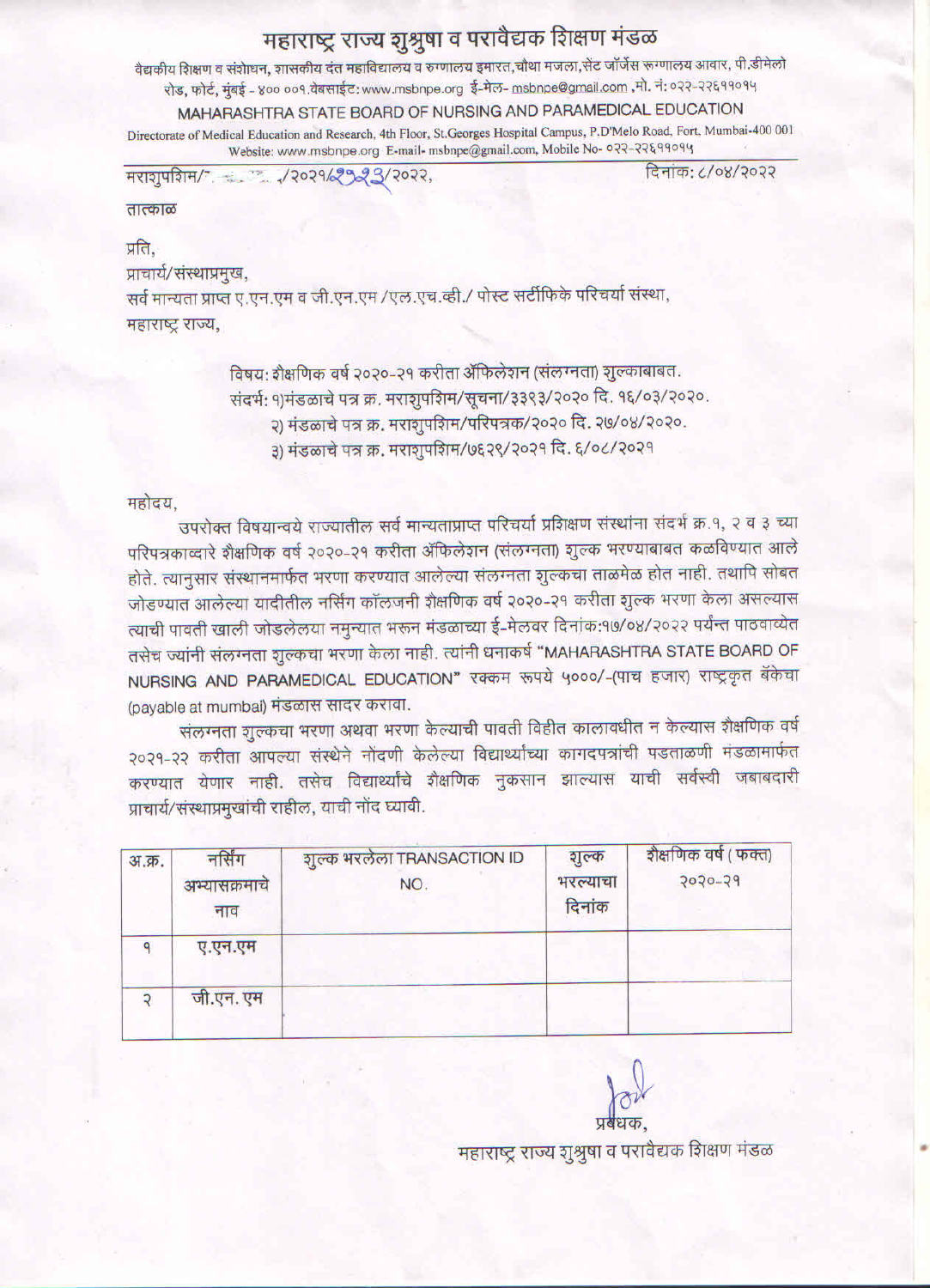# महाराष्ट्र राज्य शुश्रुषा व परावैद्यक शिक्षण मंडळ

वैद्यकीय शिक्षण व संशोधन, शासकीय दंत महाविद्यालय व रुग्णालय इमारत,चौथा मजला,सेंट जॉर्जेस रूग्णालय आवार, पी.डीमेलो रोड, फोर्ट, मुंबई - ४०० ००१.वेबसाईट: www.msbnpe.org ई-मेल- msbnpe@gmail.com ,मो. नं: ०२२-२२६११०१५

MAHARASHTRA STATE BOARD OF NURSING AND PARAMEDICAL EDUCATION

Directorate of Medical Education and Research, 4th Floor, St.Georges Hospital Campus, P.D'Melo Road, Fort, Mumbai-400 001 Website: www.msbnpe.org E-mail- msbnpe@gmail.com, Mobile No- ०२२-२२६११०१५

मराशुपशिम/ ./२०२१/२९२३/२०२२, दिनांक: ८/०४/२०२२

तात्काळ

प्रति,
प्राचार्य/संस्थाप्रमुख,
सर्व मान्यता प्राप्त ए.एन.एम व जी.एन.एम /एल.एच.व्ही./ पोस्ट सर्टीफिके परिचर्या संस्था,
महाराष्ट्र राज्य,

विषय: शैक्षणिक वर्ष २०२०-२१ करीता ॲफिलेशन (संलग्नता) शुल्काबाबत.
संदर्भ: १)मंडळाचे पत्र क्र. मराशुपशिम/सूचना/३३९३/२०२० दि. १६/०३/२०२०.
२) मंडळाचे पत्र क्र. मराशुपशिम/परिपत्रक/२०२० दि. २७/०४/२०२०.
३) मंडळाचे पत्र क्र. मराशुपशिम/७६२९/२०२१ दि. ६/०८/२०२१

महोदय,

उपरोक्त विषयान्वये राज्यातील सर्व मान्यताप्राप्त परिचर्या प्रशिक्षण संस्थांना संदर्भ क्र.१, २ व ३ च्या परिपत्रकाव्दारे शैक्षणिक वर्ष २०२०-२१ करीता ॲफिलेशन (संलग्नता) शुल्क भरण्याबाबत कळविण्यात आले होते. त्यानुसार संस्थानमार्फत भरणा करण्यात आलेल्या संलग्नता शुल्कचा ताळमेळ होत नाही. तथापि सोबत जोडण्यात आलेल्या यादीतील नर्सिंग कॉलजनी शैक्षणिक वर्ष २०२०-२१ करीता शुल्क भरणा केला असल्यास त्याची पावती खाली जोडलेलया नमुन्यात भरून मंडळाच्या ई-मेलवर दिनांक:१७/०४/२०२२ पर्यन्त पाठवाव्येत तसेच ज्यांनी संलग्नता शुल्कचा भरणा केला नाही. त्यांनी धनाकर्ष "MAHARASHTRA STATE BOARD OF NURSING AND PARAMEDICAL EDUCATION" रक्कम रूपये ५०००/-(पाच हजार) राष्ट्रकृत बँकेचा (payable at mumbai) मंडळास सादर करावा.

संलग्नता शुल्कचा भरणा अथवा भरणा केल्याची पावती विहीत कालावधीत न केल्यास शैक्षणिक वर्ष २०२१-२२ करीता आपल्या संस्थेने नोंदणी केलेल्या विद्यार्थ्यांच्या कागदपत्रांची पडताळणी मंडळामार्फत करण्यात येणार नाही. तसेच विद्यार्थ्यांचे शैक्षणिक नुकसान झाल्यास याची सर्वस्वी जबाबदारी प्राचार्य/संस्थाप्रमुखांची राहील, याची नोंद घ्यावी.

| अ.क्र. | नर्सिंग अभ्यासक्रमाचे नाव | शुल्क भरलेला TRANSACTION ID NO. | शुल्क भरल्याचा दिनांक | शैक्षणिक वर्ष ( फक्त) २०२०-२१ |
|---|---|---|---|---|
| १ | ए.एन.एम | | | |
| २ | जी.एन. एम | | | |

प्रबंधक,
महाराष्ट्र राज्य शुश्रुषा व परावैद्यक शिक्षण मंडळ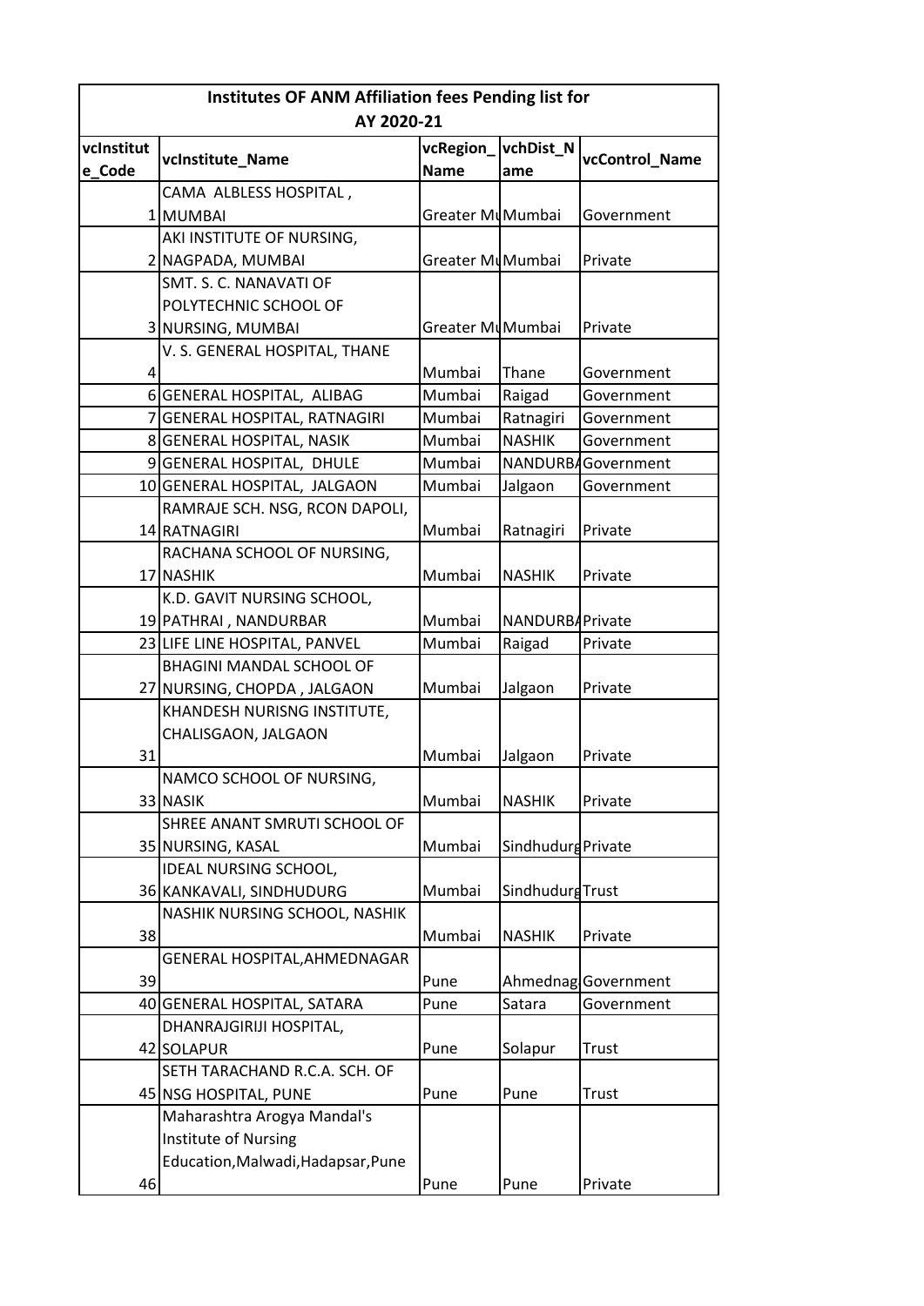| Institutes OF ANM Affiliation fees Pending list for AY 2020-21 | | | | |
|---|---|---|---|---|
| vcInstitute_Code | vcInstitute_Name | vcRegion_Name | vchDist_Name | vcControl_Name |
| 1 | CAMA ALBLESS HOSPITAL , MUMBAI | Greater Mu | Mumbai | Government |
| 2 | AKI INSTITUTE OF NURSING, NAGPADA, MUMBAI | Greater Mu | Mumbai | Private |
| 3 | SMT. S. C. NANAVATI OF POLYTECHNIC SCHOOL OF NURSING, MUMBAI | Greater Mu | Mumbai | Private |
| 4 | V. S. GENERAL HOSPITAL, THANE | Mumbai | Thane | Government |
| 6 | GENERAL HOSPITAL, ALIBAG | Mumbai | Raigad | Government |
| 7 | GENERAL HOSPITAL, RATNAGIRI | Mumbai | Ratnagiri | Government |
| 8 | GENERAL HOSPITAL, NASIK | Mumbai | NASHIK | Government |
| 9 | GENERAL HOSPITAL, DHULE | Mumbai | NANDURBA | Government |
| 10 | GENERAL HOSPITAL, JALGAON | Mumbai | Jalgaon | Government |
| 14 | RAMRAJE SCH. NSG, RCON DAPOLI, RATNAGIRI | Mumbai | Ratnagiri | Private |
| 17 | RACHANA SCHOOL OF NURSING, NASHIK | Mumbai | NASHIK | Private |
| 19 | K.D. GAVIT NURSING SCHOOL, PATHRAI , NANDURBAR | Mumbai | NANDURBA | Private |
| 23 | LIFE LINE HOSPITAL, PANVEL | Mumbai | Raigad | Private |
| 27 | BHAGINI MANDAL SCHOOL OF NURSING, CHOPDA , JALGAON | Mumbai | Jalgaon | Private |
| 31 | KHANDESH NURISNG INSTITUTE, CHALISGAON, JALGAON | Mumbai | Jalgaon | Private |
| 33 | NAMCO SCHOOL OF NURSING, NASIK | Mumbai | NASHIK | Private |
| 35 | SHREE ANANT SMRUTI SCHOOL OF NURSING, KASAL | Mumbai | Sindhudurg | Private |
| 36 | IDEAL NURSING SCHOOL, KANKAVALI, SINDHUDURG | Mumbai | Sindhudurg | Trust |
| 38 | NASHIK NURSING SCHOOL, NASHIK | Mumbai | NASHIK | Private |
| 39 | GENERAL HOSPITAL,AHMEDNAGAR | Pune | Ahmednag | Government |
| 40 | GENERAL HOSPITAL, SATARA | Pune | Satara | Government |
| 42 | DHANRAJGIRIJI HOSPITAL, SOLAPUR | Pune | Solapur | Trust |
| 45 | SETH TARACHAND R.C.A. SCH. OF NSG HOSPITAL, PUNE | Pune | Pune | Trust |
| 46 | Maharashtra Arogya Mandal's Institute of Nursing Education,Malwadi,Hadapsar,Pune | Pune | Pune | Private |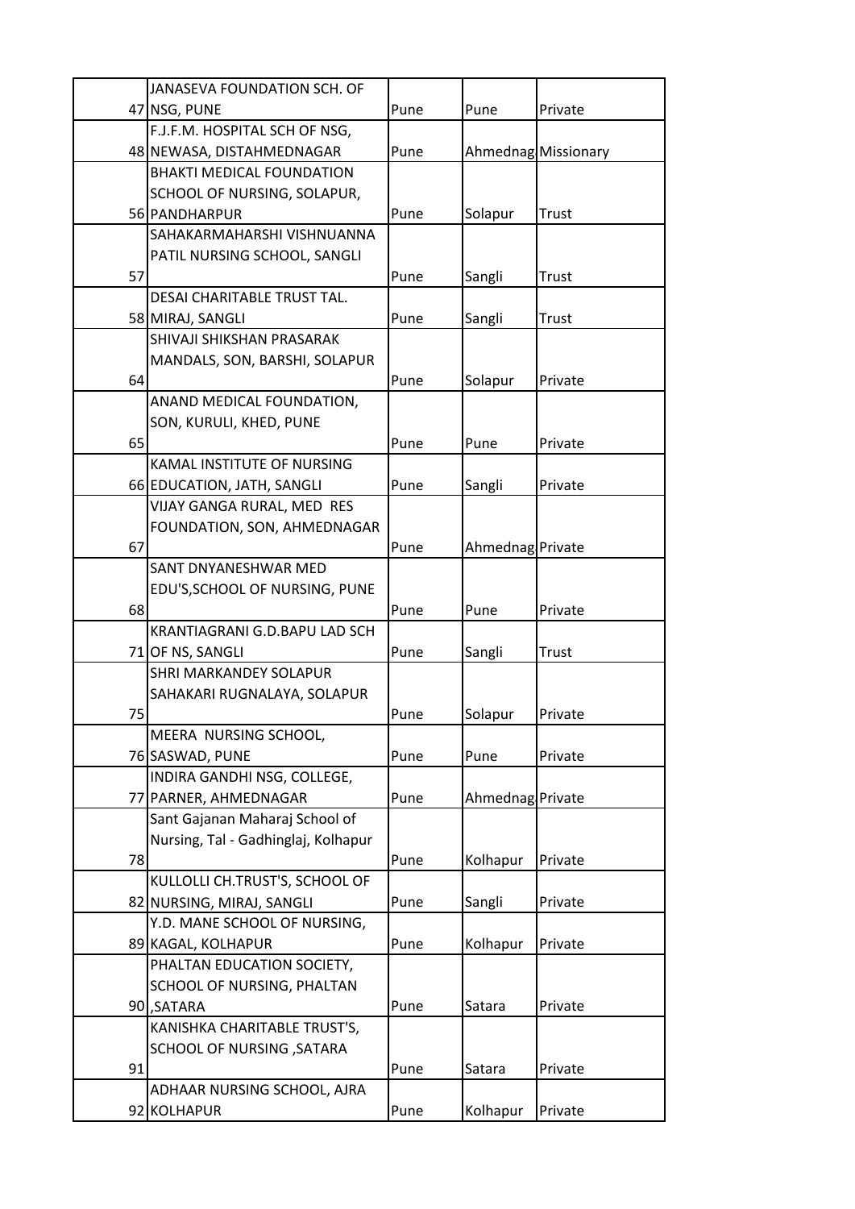| | | | | |
|---|---|---|---|---|
| 47 | JANASEVA FOUNDATION SCH. OF NSG, PUNE | Pune | Pune | Private |
| 48 | F.J.F.M. HOSPITAL SCH OF NSG, NEWASA, DISTAHMEDNAGAR | Pune | Ahmednag | Missionary |
| 56 | BHAKTI MEDICAL FOUNDATION SCHOOL OF NURSING, SOLAPUR, PANDHARPUR | Pune | Solapur | Trust |
| 57 | SAHAKARMAHARSHI VISHNUANNA PATIL NURSING SCHOOL, SANGLI | Pune | Sangli | Trust |
| 58 | DESAI CHARITABLE TRUST TAL. MIRAJ, SANGLI | Pune | Sangli | Trust |
| 64 | SHIVAJI SHIKSHAN PRASARAK MANDALS, SON, BARSHI, SOLAPUR | Pune | Solapur | Private |
| 65 | ANAND MEDICAL FOUNDATION, SON, KURULI, KHED, PUNE | Pune | Pune | Private |
| 66 | KAMAL INSTITUTE OF NURSING EDUCATION, JATH, SANGLI | Pune | Sangli | Private |
| 67 | VIJAY GANGA RURAL, MED RES FOUNDATION, SON, AHMEDNAGAR | Pune | Ahmednag | Private |
| 68 | SANT DNYANESHWAR MED EDU'S,SCHOOL OF NURSING, PUNE | Pune | Pune | Private |
| 71 | KRANTIAGRANI G.D.BAPU LAD SCH OF NS, SANGLI | Pune | Sangli | Trust |
| 75 | SHRI MARKANDEY SOLAPUR SAHAKARI RUGNALAYA, SOLAPUR | Pune | Solapur | Private |
| 76 | MEERA NURSING SCHOOL, SASWAD, PUNE | Pune | Pune | Private |
| 77 | INDIRA GANDHI NSG, COLLEGE, PARNER, AHMEDNAGAR | Pune | Ahmednag | Private |
| 78 | Sant Gajanan Maharaj School of Nursing, Tal - Gadhinglaj, Kolhapur | Pune | Kolhapur | Private |
| 82 | KULLOLLI CH.TRUST'S, SCHOOL OF NURSING, MIRAJ, SANGLI | Pune | Sangli | Private |
| 89 | Y.D. MANE SCHOOL OF NURSING, KAGAL, KOLHAPUR | Pune | Kolhapur | Private |
| 90 | PHALTAN EDUCATION SOCIETY, SCHOOL OF NURSING, PHALTAN ,SATARA | Pune | Satara | Private |
| 91 | KANISHKA CHARITABLE TRUST'S, SCHOOL OF NURSING ,SATARA | Pune | Satara | Private |
| 92 | ADHAAR NURSING SCHOOL, AJRA KOLHAPUR | Pune | Kolhapur | Private |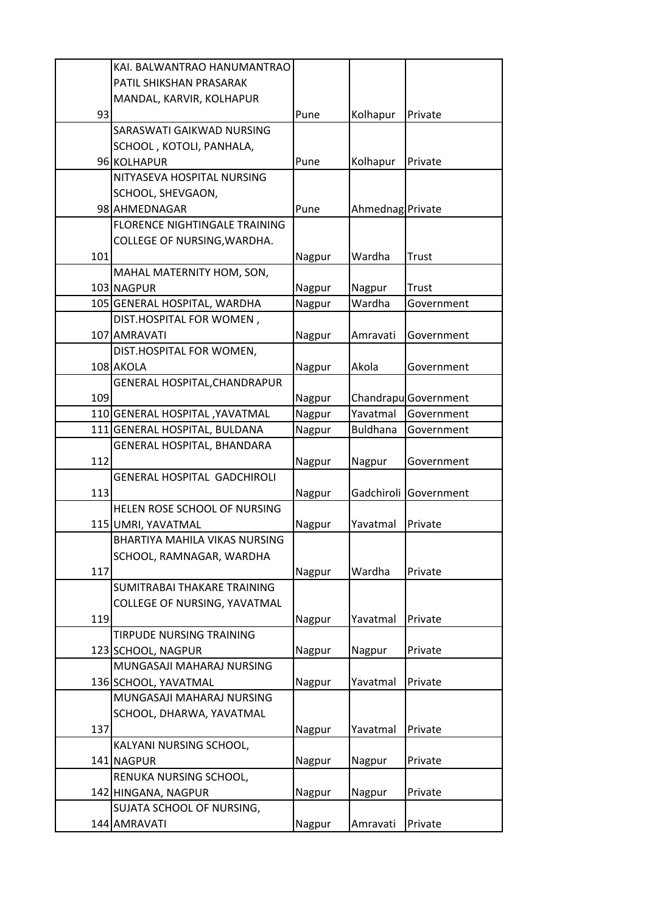| | | | | |
|---|---|---|---|---|
| 93 | KAI. BALWANTRAO HANUMANTRAO PATIL SHIKSHAN PRASARAK MANDAL, KARVIR, KOLHAPUR | Pune | Kolhapur | Private |
| 96 | SARASWATI GAIKWAD NURSING SCHOOL , KOTOLI, PANHALA, KOLHAPUR | Pune | Kolhapur | Private |
| 98 | NITYASEVA HOSPITAL NURSING SCHOOL, SHEVGAON, AHMEDNAGAR | Pune | Ahmednag | Private |
| 101 | FLORENCE NIGHTINGALE TRAINING COLLEGE OF NURSING,WARDHA. | Nagpur | Wardha | Trust |
| 103 | MAHAL MATERNITY HOM, SON, NAGPUR | Nagpur | Nagpur | Trust |
| 105 | GENERAL HOSPITAL, WARDHA | Nagpur | Wardha | Government |
| 107 | DIST.HOSPITAL FOR WOMEN , AMRAVATI | Nagpur | Amravati | Government |
| 108 | DIST.HOSPITAL FOR WOMEN, AKOLA | Nagpur | Akola | Government |
| 109 | GENERAL HOSPITAL,CHANDRAPUR | Nagpur | Chandrapu | Government |
| 110 | GENERAL HOSPITAL ,YAVATMAL | Nagpur | Yavatmal | Government |
| 111 | GENERAL HOSPITAL, BULDANA | Nagpur | Buldhana | Government |
| 112 | GENERAL HOSPITAL, BHANDARA | Nagpur | Nagpur | Government |
| 113 | GENERAL HOSPITAL GADCHIROLI | Nagpur | Gadchiroli | Government |
| 115 | HELEN ROSE SCHOOL OF NURSING UMRI, YAVATMAL | Nagpur | Yavatmal | Private |
| 117 | BHARTIYA MAHILA VIKAS NURSING SCHOOL, RAMNAGAR, WARDHA | Nagpur | Wardha | Private |
| 119 | SUMITRABAI THAKARE TRAINING COLLEGE OF NURSING, YAVATMAL | Nagpur | Yavatmal | Private |
| 123 | TIRPUDE NURSING TRAINING SCHOOL, NAGPUR | Nagpur | Nagpur | Private |
| 136 | MUNGASAJI MAHARAJ NURSING SCHOOL, YAVATMAL | Nagpur | Yavatmal | Private |
| 137 | MUNGASAJI MAHARAJ NURSING SCHOOL, DHARWA, YAVATMAL | Nagpur | Yavatmal | Private |
| 141 | KALYANI NURSING SCHOOL, NAGPUR | Nagpur | Nagpur | Private |
| 142 | RENUKA NURSING SCHOOL, HINGANA, NAGPUR | Nagpur | Nagpur | Private |
| 144 | SUJATA SCHOOL OF NURSING, AMRAVATI | Nagpur | Amravati | Private |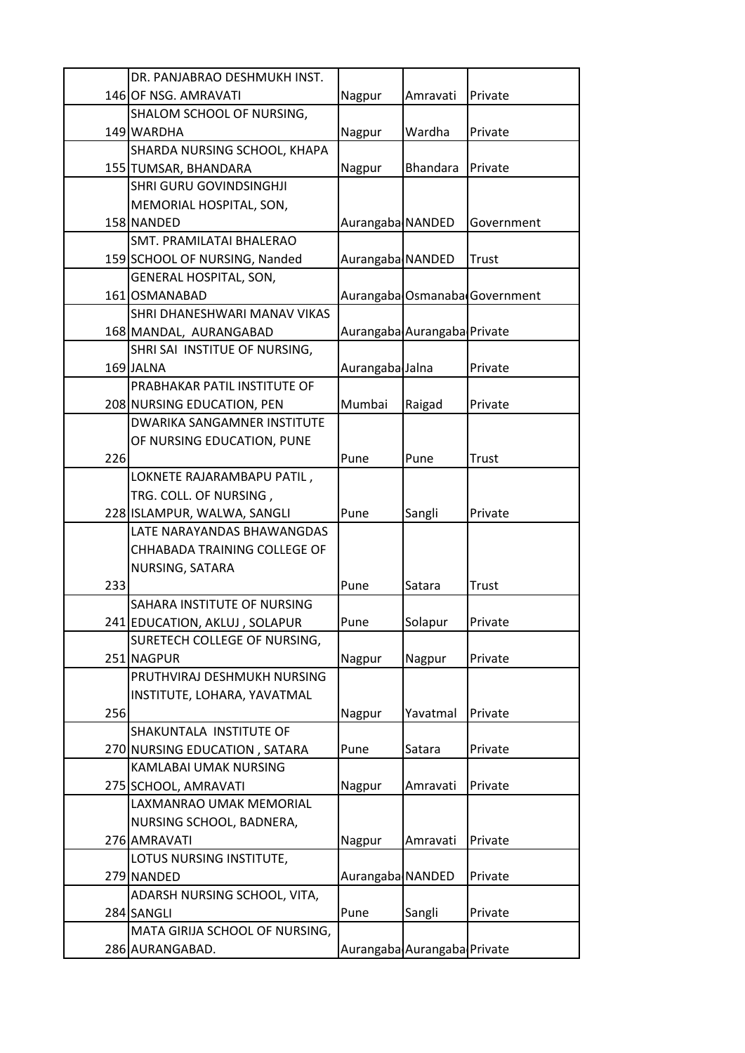| | | | | |
|---|---|---|---|---|
| 146 | DR. PANJABRAO DESHMUKH INST. OF NSG. AMRAVATI | Nagpur | Amravati | Private |
| 149 | SHALOM SCHOOL OF NURSING, WARDHA | Nagpur | Wardha | Private |
| 155 | SHARDA NURSING SCHOOL, KHAPA TUMSAR, BHANDARA | Nagpur | Bhandara | Private |
| 158 | SHRI GURU GOVINDSINGHJI MEMORIAL HOSPITAL, SON, NANDED | Aurangaba | NANDED | Government |
| 159 | SMT. PRAMILATAI BHALERAO SCHOOL OF NURSING, Nanded | Aurangaba | NANDED | Trust |
| 161 | GENERAL HOSPITAL, SON, OSMANABAD | Aurangaba | Osmanaba | Government |
| 168 | SHRI DHANESHWARI MANAV VIKAS MANDAL, AURANGABAD | Aurangaba | Aurangaba | Private |
| 169 | SHRI SAI INSTITUE OF NURSING, JALNA | Aurangaba | Jalna | Private |
| 208 | PRABHAKAR PATIL INSTITUTE OF NURSING EDUCATION, PEN | Mumbai | Raigad | Private |
| 226 | DWARIKA SANGAMNER INSTITUTE OF NURSING EDUCATION, PUNE | Pune | Pune | Trust |
| 228 | LOKNETE RAJARAMBAPU PATIL , TRG. COLL. OF NURSING , ISLAMPUR, WALWA, SANGLI | Pune | Sangli | Private |
| 233 | LATE NARAYANDAS BHAWANGDAS CHHABADA TRAINING COLLEGE OF NURSING, SATARA | Pune | Satara | Trust |
| 241 | SAHARA INSTITUTE OF NURSING EDUCATION, AKLUJ , SOLAPUR | Pune | Solapur | Private |
| 251 | SURETECH COLLEGE OF NURSING, NAGPUR | Nagpur | Nagpur | Private |
| 256 | PRUTHVIRAJ DESHMUKH NURSING INSTITUTE, LOHARA, YAVATMAL | Nagpur | Yavatmal | Private |
| 270 | SHAKUNTALA INSTITUTE OF NURSING EDUCATION , SATARA | Pune | Satara | Private |
| 275 | KAMLABAI UMAK NURSING SCHOOL, AMRAVATI | Nagpur | Amravati | Private |
| 276 | LAXMANRAO UMAK MEMORIAL NURSING SCHOOL, BADNERA, AMRAVATI | Nagpur | Amravati | Private |
| 279 | LOTUS NURSING INSTITUTE, NANDED | Aurangaba | NANDED | Private |
| 284 | ADARSH NURSING SCHOOL, VITA, SANGLI | Pune | Sangli | Private |
| 286 | MATA GIRIJA SCHOOL OF NURSING, AURANGABAD. | Aurangaba | Aurangaba | Private |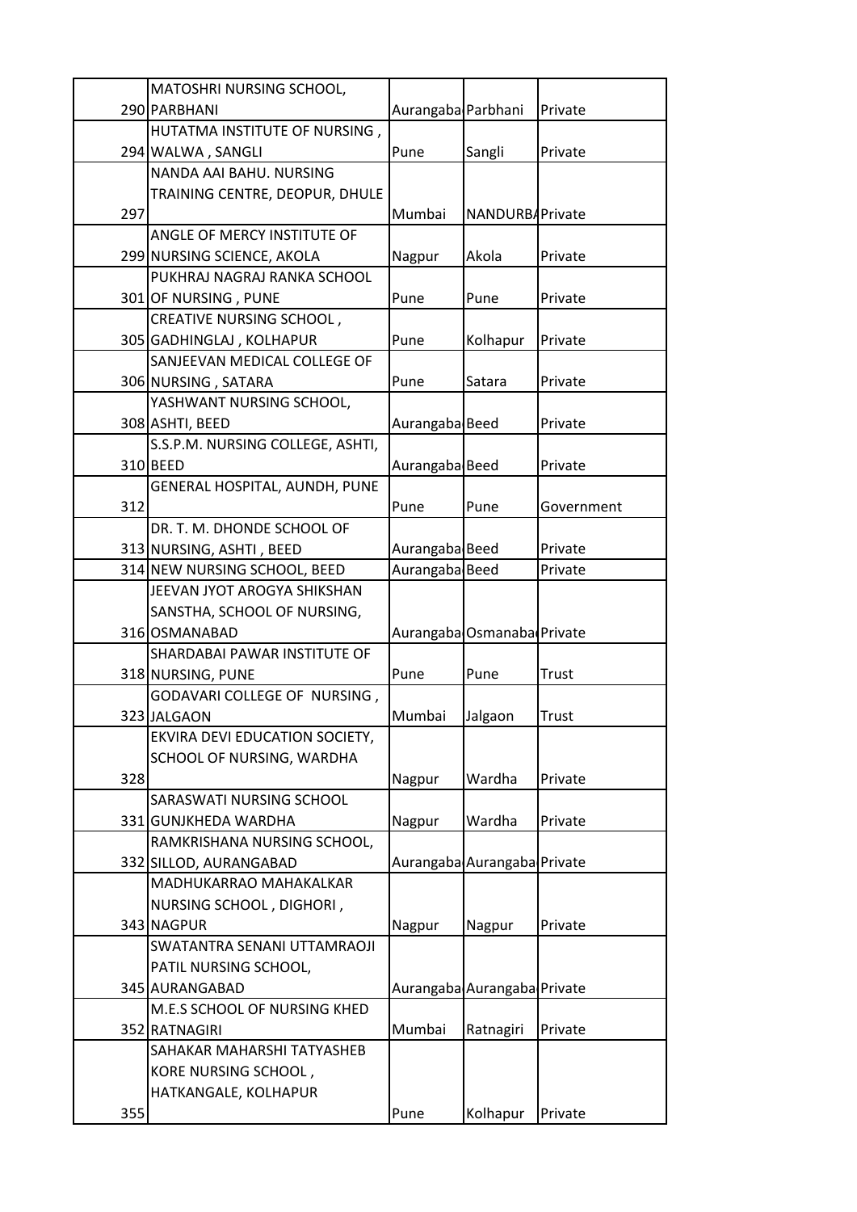| | | | | |
|---|---|---|---|---|
| 290 | MATOSHRI NURSING SCHOOL, PARBHANI | Aurangaba | Parbhani | Private |
| 294 | HUTATMA INSTITUTE OF NURSING , WALWA , SANGLI | Pune | Sangli | Private |
| 297 | NANDA AAI BAHU. NURSING TRAINING CENTRE, DEOPUR, DHULE | Mumbai | NANDURBA | Private |
| 299 | ANGLE OF MERCY INSTITUTE OF NURSING SCIENCE, AKOLA | Nagpur | Akola | Private |
| 301 | PUKHRAJ NAGRAJ RANKA SCHOOL OF NURSING , PUNE | Pune | Pune | Private |
| 305 | CREATIVE NURSING SCHOOL , GADHINGLAJ , KOLHAPUR | Pune | Kolhapur | Private |
| 306 | SANJEEVAN MEDICAL COLLEGE OF NURSING , SATARA | Pune | Satara | Private |
| 308 | YASHWANT NURSING SCHOOL, ASHTI, BEED | Aurangaba | Beed | Private |
| 310 | S.S.P.M. NURSING COLLEGE, ASHTI, BEED | Aurangaba | Beed | Private |
| 312 | GENERAL HOSPITAL, AUNDH, PUNE | Pune | Pune | Government |
| 313 | DR. T. M. DHONDE SCHOOL OF NURSING, ASHTI , BEED | Aurangaba | Beed | Private |
| 314 | NEW NURSING SCHOOL, BEED | Aurangaba | Beed | Private |
| 316 | JEEVAN JYOT AROGYA SHIKSHAN SANSTHA, SCHOOL OF NURSING, OSMANABAD | Aurangaba | Osmanaba | Private |
| 318 | SHARDABAI PAWAR INSTITUTE OF NURSING, PUNE | Pune | Pune | Trust |
| 323 | GODAVARI COLLEGE OF NURSING , JALGAON | Mumbai | Jalgaon | Trust |
| 328 | EKVIRA DEVI EDUCATION SOCIETY, SCHOOL OF NURSING, WARDHA | Nagpur | Wardha | Private |
| 331 | SARASWATI NURSING SCHOOL GUNJKHEDA WARDHA | Nagpur | Wardha | Private |
| 332 | RAMKRISHANA NURSING SCHOOL, SILLOD, AURANGABAD | Aurangaba | Aurangaba | Private |
| 343 | MADHUKARRAO MAHAKALKAR NURSING SCHOOL , DIGHORI , NAGPUR | Nagpur | Nagpur | Private |
| 345 | SWATANTRA SENANI UTTAMRAOJI PATIL NURSING SCHOOL, AURANGABAD | Aurangaba | Aurangaba | Private |
| 352 | M.E.S SCHOOL OF NURSING KHED RATNAGIRI | Mumbai | Ratnagiri | Private |
| 355 | SAHAKAR MAHARSHI TATYASHEB KORE NURSING SCHOOL , HATKANGALE, KOLHAPUR | Pune | Kolhapur | Private |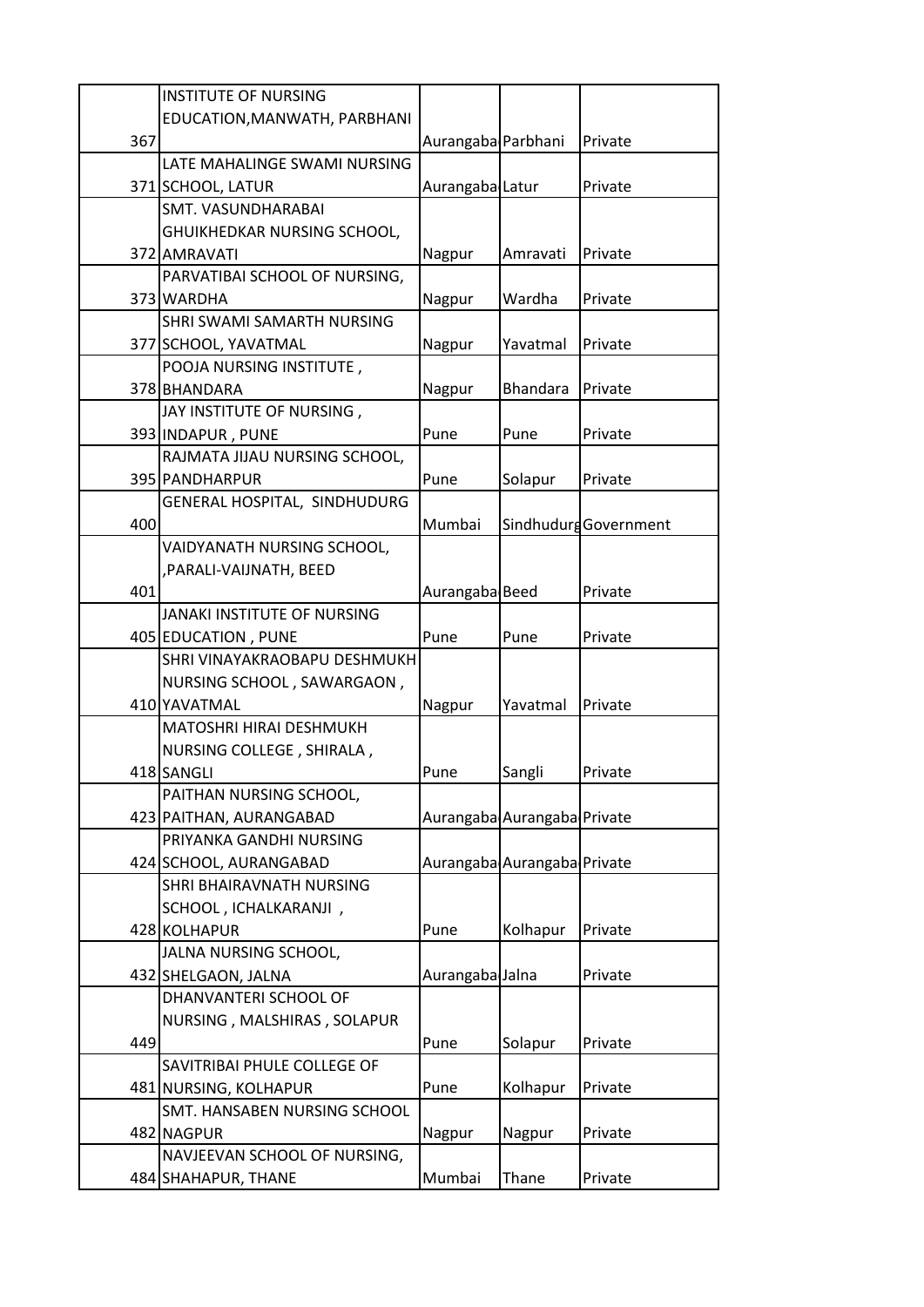| | | | | |
|---|---|---|---|---|
| 367 | INSTITUTE OF NURSING EDUCATION,MANWATH, PARBHANI | Aurangaba | Parbhani | Private |
| 371 | LATE MAHALINGE SWAMI NURSING SCHOOL, LATUR | Aurangaba | Latur | Private |
| 372 | SMT. VASUNDHARABAI GHUIKHEDKAR NURSING SCHOOL, AMRAVATI | Nagpur | Amravati | Private |
| 373 | PARVATIBAI SCHOOL OF NURSING, WARDHA | Nagpur | Wardha | Private |
| 377 | SHRI SWAMI SAMARTH NURSING SCHOOL, YAVATMAL | Nagpur | Yavatmal | Private |
| 378 | POOJA NURSING INSTITUTE , BHANDARA | Nagpur | Bhandara | Private |
| 393 | JAY INSTITUTE OF NURSING , INDAPUR , PUNE | Pune | Pune | Private |
| 395 | RAJMATA JIJAU NURSING SCHOOL, PANDHARPUR | Pune | Solapur | Private |
| 400 | GENERAL HOSPITAL, SINDHUDURG | Mumbai | Sindhudurg | Government |
| 401 | VAIDYANATH NURSING SCHOOL, ,PARALI-VAIJNATH, BEED | Aurangaba | Beed | Private |
| 405 | JANAKI INSTITUTE OF NURSING EDUCATION , PUNE | Pune | Pune | Private |
| 410 | SHRI VINAYAKRAOBAPU DESHMUKH NURSING SCHOOL , SAWARGAON , YAVATMAL | Nagpur | Yavatmal | Private |
| 418 | MATOSHRI HIRAI DESHMUKH NURSING COLLEGE , SHIRALA , SANGLI | Pune | Sangli | Private |
| 423 | PAITHAN NURSING SCHOOL, PAITHAN, AURANGABAD | Aurangaba | Aurangaba | Private |
| 424 | PRIYANKA GANDHI NURSING SCHOOL, AURANGABAD | Aurangaba | Aurangaba | Private |
| 428 | SHRI BHAIRAVNATH NURSING SCHOOL , ICHALKARANJI , KOLHAPUR | Pune | Kolhapur | Private |
| 432 | JALNA NURSING SCHOOL, SHELGAON, JALNA | Aurangaba | Jalna | Private |
| 449 | DHANVANTERI SCHOOL OF NURSING , MALSHIRAS , SOLAPUR | Pune | Solapur | Private |
| 481 | SAVITRIBAI PHULE COLLEGE OF NURSING, KOLHAPUR | Pune | Kolhapur | Private |
| 482 | SMT. HANSABEN NURSING SCHOOL NAGPUR | Nagpur | Nagpur | Private |
| 484 | NAVJEEVAN SCHOOL OF NURSING, SHAHAPUR, THANE | Mumbai | Thane | Private |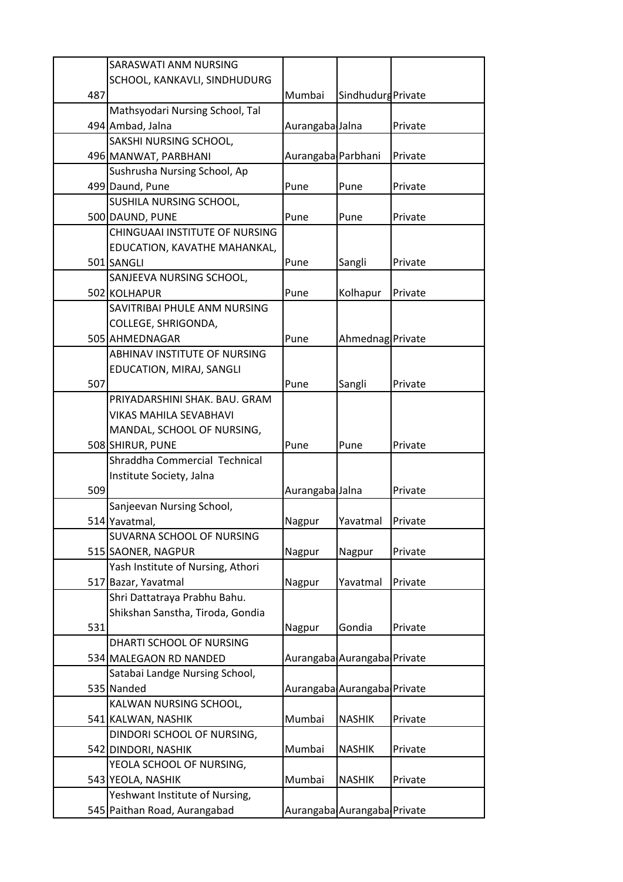| | | | | |
|---|---|---|---|---|
| 487 | SARASWATI ANM NURSING SCHOOL, KANKAVLI, SINDHUDURG | Mumbai | Sindhudurg | Private |
| 494 | Mathsyodari Nursing School, Tal Ambad, Jalna | Aurangaba | Jalna | Private |
| 496 | SAKSHI NURSING SCHOOL, MANWAT, PARBHANI | Aurangaba | Parbhani | Private |
| 499 | Sushrusha Nursing School, Ap Daund, Pune | Pune | Pune | Private |
| 500 | SUSHILA NURSING SCHOOL, DAUND, PUNE | Pune | Pune | Private |
| 501 | CHINGUAAI INSTITUTE OF NURSING EDUCATION, KAVATHE MAHANKAL, SANGLI | Pune | Sangli | Private |
| 502 | SANJEEVA NURSING SCHOOL, KOLHAPUR | Pune | Kolhapur | Private |
| 505 | SAVITRIBAI PHULE ANM NURSING COLLEGE, SHRIGONDA, AHMEDNAGAR | Pune | Ahmednag | Private |
| 507 | ABHINAV INSTITUTE OF NURSING EDUCATION, MIRAJ, SANGLI | Pune | Sangli | Private |
| 508 | PRIYADARSHINI SHAK. BAU. GRAM VIKAS MAHILA SEVABHAVI MANDAL, SCHOOL OF NURSING, SHIRUR, PUNE | Pune | Pune | Private |
| 509 | Shraddha Commercial Technical Institute Society, Jalna | Aurangaba | Jalna | Private |
| 514 | Sanjeevan Nursing School, Yavatmal, | Nagpur | Yavatmal | Private |
| 515 | SUVARNA SCHOOL OF NURSING SAONER, NAGPUR | Nagpur | Nagpur | Private |
| 517 | Yash Institute of Nursing, Athori Bazar, Yavatmal | Nagpur | Yavatmal | Private |
| 531 | Shri Dattatraya Prabhu Bahu. Shikshan Sanstha, Tiroda, Gondia | Nagpur | Gondia | Private |
| 534 | DHARTI SCHOOL OF NURSING MALEGAON RD NANDED | Aurangaba | Aurangaba | Private |
| 535 | Satabai Landge Nursing School, Nanded | Aurangaba | Aurangaba | Private |
| 541 | KALWAN NURSING SCHOOL, KALWAN, NASHIK | Mumbai | NASHIK | Private |
| 542 | DINDORI SCHOOL OF NURSING, DINDORI, NASHIK | Mumbai | NASHIK | Private |
| 543 | YEOLA SCHOOL OF NURSING, YEOLA, NASHIK | Mumbai | NASHIK | Private |
| 545 | Yeshwant Institute of Nursing, Paithan Road, Aurangabad | Aurangaba | Aurangaba | Private |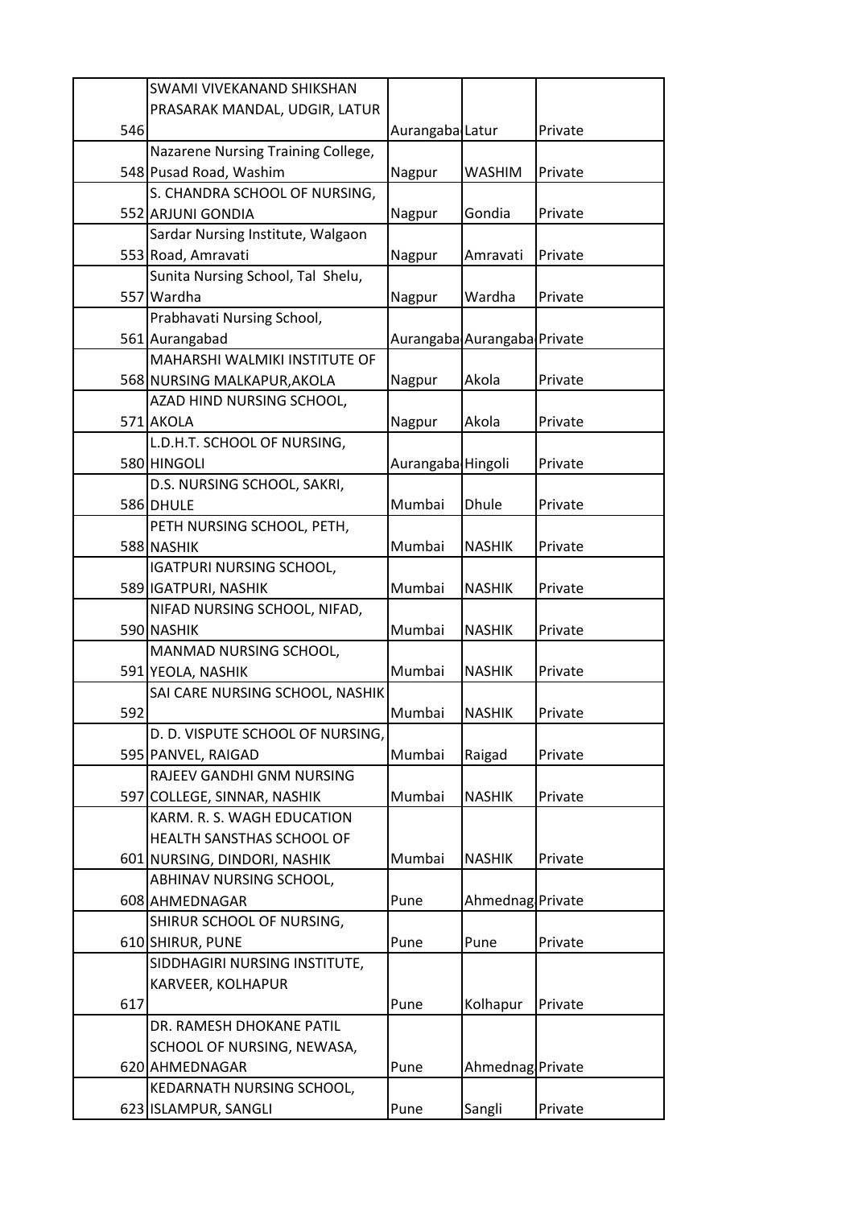| | | | | |
|---|---|---|---|---|
| 546 | SWAMI VIVEKANAND SHIKSHAN PRASARAK MANDAL, UDGIR, LATUR | Aurangaba | Latur | Private |
| 548 | Nazarene Nursing Training College, Pusad Road, Washim | Nagpur | WASHIM | Private |
| 552 | S. CHANDRA SCHOOL OF NURSING, ARJUNI GONDIA | Nagpur | Gondia | Private |
| 553 | Sardar Nursing Institute, Walgaon Road, Amravati | Nagpur | Amravati | Private |
| 557 | Sunita Nursing School, Tal Shelu, Wardha | Nagpur | Wardha | Private |
| 561 | Prabhavati Nursing School, Aurangabad | Aurangaba | Aurangaba | Private |
| 568 | MAHARSHI WALMIKI INSTITUTE OF NURSING MALKAPUR,AKOLA | Nagpur | Akola | Private |
| 571 | AZAD HIND NURSING SCHOOL, AKOLA | Nagpur | Akola | Private |
| 580 | L.D.H.T. SCHOOL OF NURSING, HINGOLI | Aurangaba | Hingoli | Private |
| 586 | D.S. NURSING SCHOOL, SAKRI, DHULE | Mumbai | Dhule | Private |
| 588 | PETH NURSING SCHOOL, PETH, NASHIK | Mumbai | NASHIK | Private |
| 589 | IGATPURI NURSING SCHOOL, IGATPURI, NASHIK | Mumbai | NASHIK | Private |
| 590 | NIFAD NURSING SCHOOL, NIFAD, NASHIK | Mumbai | NASHIK | Private |
| 591 | MANMAD NURSING SCHOOL, YEOLA, NASHIK | Mumbai | NASHIK | Private |
| 592 | SAI CARE NURSING SCHOOL, NASHIK | Mumbai | NASHIK | Private |
| 595 | D. D. VISPUTE SCHOOL OF NURSING, PANVEL, RAIGAD | Mumbai | Raigad | Private |
| 597 | RAJEEV GANDHI GNM NURSING COLLEGE, SINNAR, NASHIK | Mumbai | NASHIK | Private |
| 601 | KARM. R. S. WAGH EDUCATION HEALTH SANSTHAS SCHOOL OF NURSING, DINDORI, NASHIK | Mumbai | NASHIK | Private |
| 608 | ABHINAV NURSING SCHOOL, AHMEDNAGAR | Pune | Ahmednag | Private |
| 610 | SHIRUR SCHOOL OF NURSING, SHIRUR, PUNE | Pune | Pune | Private |
| 617 | SIDDHAGIRI NURSING INSTITUTE, KARVEER, KOLHAPUR | Pune | Kolhapur | Private |
| 620 | DR. RAMESH DHOKANE PATIL SCHOOL OF NURSING, NEWASA, AHMEDNAGAR | Pune | Ahmednag | Private |
| 623 | KEDARNATH NURSING SCHOOL, ISLAMPUR, SANGLI | Pune | Sangli | Private |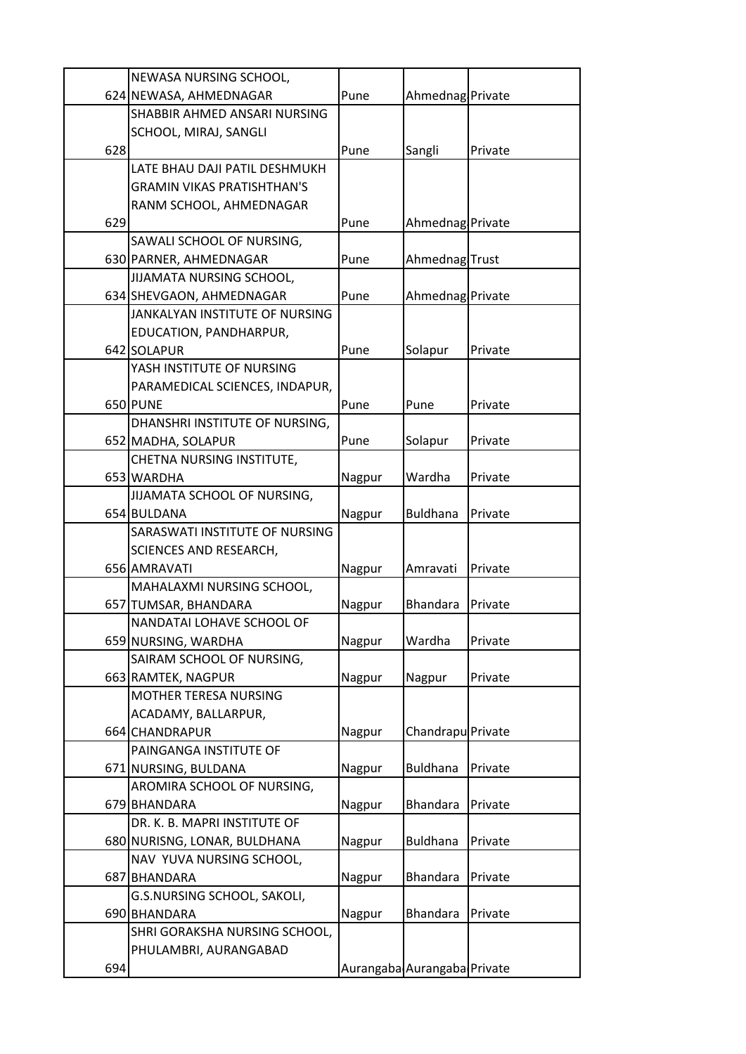| | | | | |
|---|---|---|---|---|
| 624 | NEWASA NURSING SCHOOL, NEWASA, AHMEDNAGAR | Pune | Ahmednag | Private |
| 628 | SHABBIR AHMED ANSARI NURSING SCHOOL, MIRAJ, SANGLI | Pune | Sangli | Private |
| 629 | LATE BHAU DAJI PATIL DESHMUKH GRAMIN VIKAS PRATISHTHAN'S RANM SCHOOL, AHMEDNAGAR | Pune | Ahmednag | Private |
| 630 | SAWALI SCHOOL OF NURSING, PARNER, AHMEDNAGAR | Pune | Ahmednag | Trust |
| 634 | JIJAMATA NURSING SCHOOL, SHEVGAON, AHMEDNAGAR | Pune | Ahmednag | Private |
| 642 | JANKALYAN INSTITUTE OF NURSING EDUCATION, PANDHARPUR, SOLAPUR | Pune | Solapur | Private |
| 650 | YASH INSTITUTE OF NURSING PARAMEDICAL SCIENCES, INDAPUR, PUNE | Pune | Pune | Private |
| 652 | DHANSHRI INSTITUTE OF NURSING, MADHA, SOLAPUR | Pune | Solapur | Private |
| 653 | CHETNA NURSING INSTITUTE, WARDHA | Nagpur | Wardha | Private |
| 654 | JIJAMATA SCHOOL OF NURSING, BULDANA | Nagpur | Buldhana | Private |
| 656 | SARASWATI INSTITUTE OF NURSING SCIENCES AND RESEARCH, AMRAVATI | Nagpur | Amravati | Private |
| 657 | MAHALAXMI NURSING SCHOOL, TUMSAR, BHANDARA | Nagpur | Bhandara | Private |
| 659 | NANDATAI LOHAVE SCHOOL OF NURSING, WARDHA | Nagpur | Wardha | Private |
| 663 | SAIRAM SCHOOL OF NURSING, RAMTEK, NAGPUR | Nagpur | Nagpur | Private |
| 664 | MOTHER TERESA NURSING ACADAMY, BALLARPUR, CHANDRAPUR | Nagpur | Chandrapu | Private |
| 671 | PAINGANGA INSTITUTE OF NURSING, BULDANA | Nagpur | Buldhana | Private |
| 679 | AROMIRA SCHOOL OF NURSING, BHANDARA | Nagpur | Bhandara | Private |
| 680 | DR. K. B. MAPRI INSTITUTE OF NURISNG, LONAR, BULDHANA | Nagpur | Buldhana | Private |
| 687 | NAV YUVA NURSING SCHOOL, BHANDARA | Nagpur | Bhandara | Private |
| 690 | G.S.NURSING SCHOOL, SAKOLI, BHANDARA | Nagpur | Bhandara | Private |
| 694 | SHRI GORAKSHA NURSING SCHOOL, PHULAMBRI, AURANGABAD | Aurangaba | Aurangaba | Private |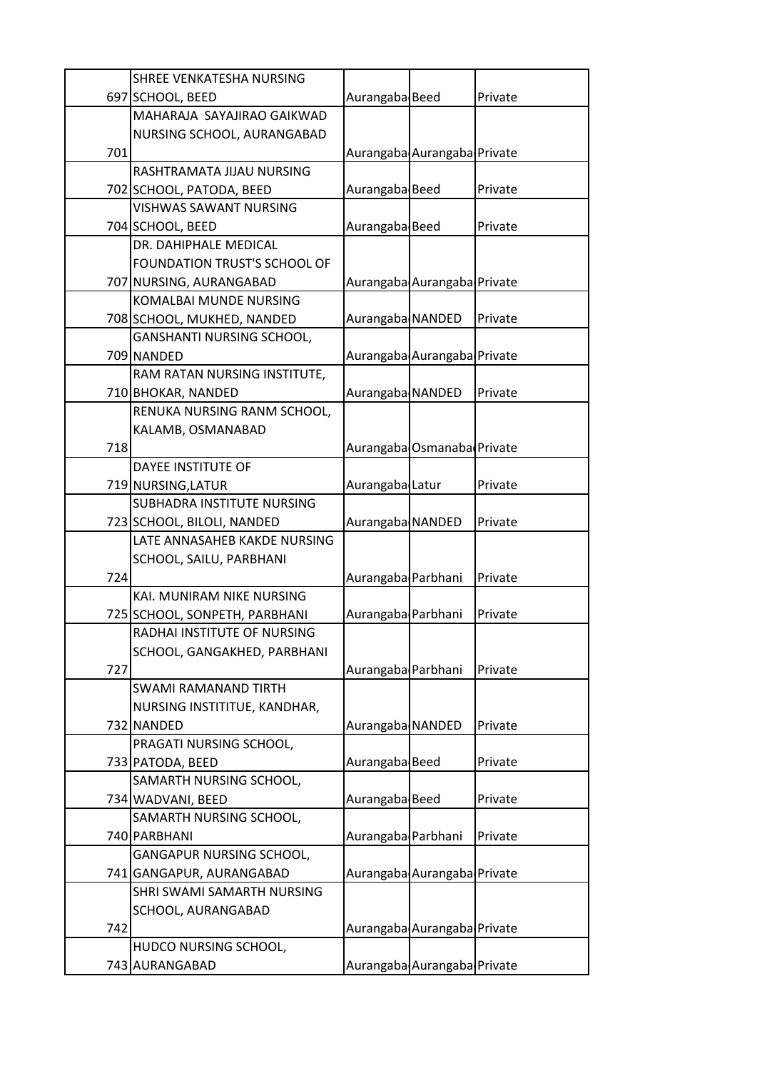| | | | | |
|---|---|---|---|---|
| 697 | SHREE VENKATESHA NURSING SCHOOL, BEED | Aurangaba | Beed | Private |
| 701 | MAHARAJA SAYAJIRAO GAIKWAD NURSING SCHOOL, AURANGABAD | Aurangaba | Aurangaba | Private |
| 702 | RASHTRAMATA JIJAU NURSING SCHOOL, PATODA, BEED | Aurangaba | Beed | Private |
| 704 | VISHWAS SAWANT NURSING SCHOOL, BEED | Aurangaba | Beed | Private |
| 707 | DR. DAHIPHALE MEDICAL FOUNDATION TRUST'S SCHOOL OF NURSING, AURANGABAD | Aurangaba | Aurangaba | Private |
| 708 | KOMALBAI MUNDE NURSING SCHOOL, MUKHED, NANDED | Aurangaba | NANDED | Private |
| 709 | GANSHANTI NURSING SCHOOL, NANDED | Aurangaba | Aurangaba | Private |
| 710 | RAM RATAN NURSING INSTITUTE, BHOKAR, NANDED | Aurangaba | NANDED | Private |
| 718 | RENUKA NURSING RANM SCHOOL, KALAMB, OSMANABAD | Aurangaba | Osmanaba | Private |
| 719 | DAYEE INSTITUTE OF NURSING,LATUR | Aurangaba | Latur | Private |
| 723 | SUBHADRA INSTITUTE NURSING SCHOOL, BILOLI, NANDED | Aurangaba | NANDED | Private |
| 724 | LATE ANNASAHEB KAKDE NURSING SCHOOL, SAILU, PARBHANI | Aurangaba | Parbhani | Private |
| 725 | KAI. MUNIRAM NIKE NURSING SCHOOL, SONPETH, PARBHANI | Aurangaba | Parbhani | Private |
| 727 | RADHAI INSTITUTE OF NURSING SCHOOL, GANGAKHED, PARBHANI | Aurangaba | Parbhani | Private |
| 732 | SWAMI RAMANAND TIRTH NURSING INSTITITUE, KANDHAR, NANDED | Aurangaba | NANDED | Private |
| 733 | PRAGATI NURSING SCHOOL, PATODA, BEED | Aurangaba | Beed | Private |
| 734 | SAMARTH NURSING SCHOOL, WADVANI, BEED | Aurangaba | Beed | Private |
| 740 | SAMARTH NURSING SCHOOL, PARBHANI | Aurangaba | Parbhani | Private |
| 741 | GANGAPUR NURSING SCHOOL, GANGAPUR, AURANGABAD | Aurangaba | Aurangaba | Private |
| 742 | SHRI SWAMI SAMARTH NURSING SCHOOL, AURANGABAD | Aurangaba | Aurangaba | Private |
| 743 | HUDCO NURSING SCHOOL, AURANGABAD | Aurangaba | Aurangaba | Private |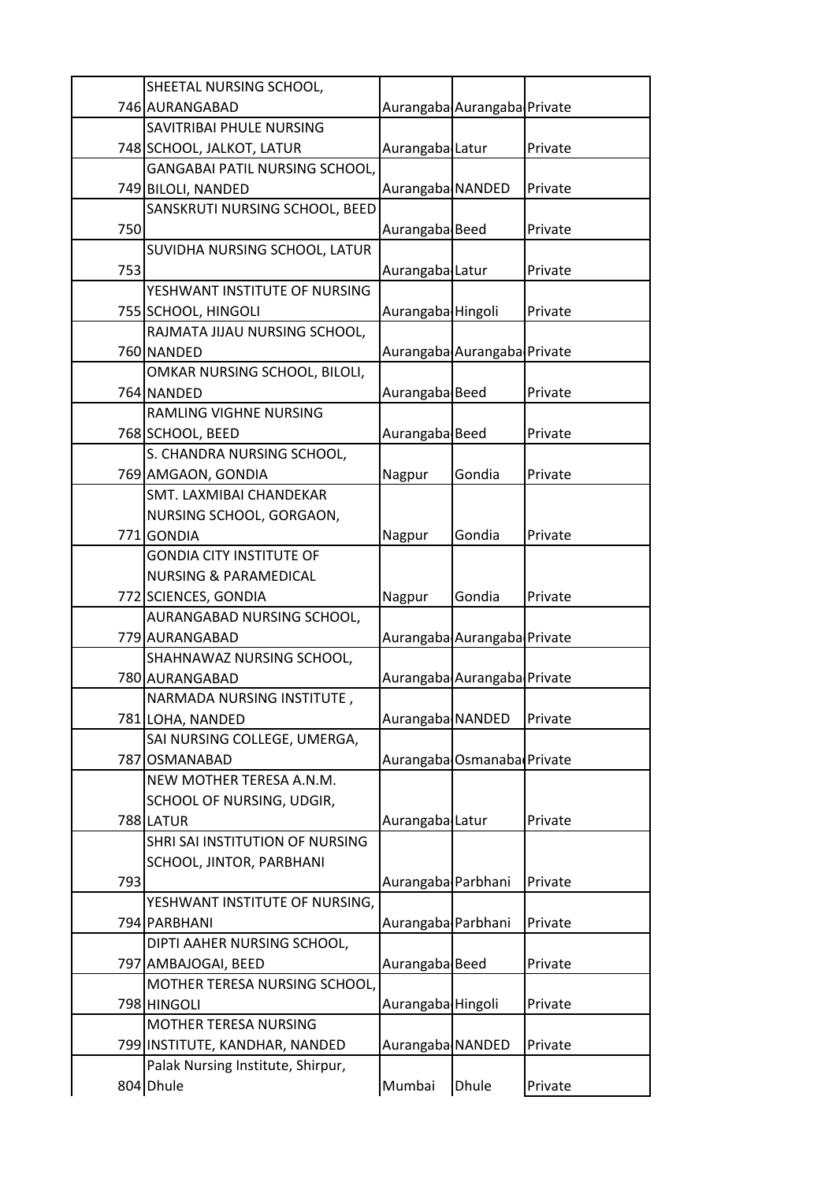| | | | | |
|---|---|---|---|---|
| 746 | SHEETAL NURSING SCHOOL, AURANGABAD | Aurangaba | Aurangaba | Private |
| 748 | SAVITRIBAI PHULE NURSING SCHOOL, JALKOT, LATUR | Aurangaba | Latur | Private |
| 749 | GANGABAI PATIL NURSING SCHOOL, BILOLI, NANDED | Aurangaba | NANDED | Private |
| 750 | SANSKRUTI NURSING SCHOOL, BEED | Aurangaba | Beed | Private |
| 753 | SUVIDHA NURSING SCHOOL, LATUR | Aurangaba | Latur | Private |
| 755 | YESHWANT INSTITUTE OF NURSING SCHOOL, HINGOLI | Aurangaba | Hingoli | Private |
| 760 | RAJMATA JIJAU NURSING SCHOOL, NANDED | Aurangaba | Aurangaba | Private |
| 764 | OMKAR NURSING SCHOOL, BILOLI, NANDED | Aurangaba | Beed | Private |
| 768 | RAMLING VIGHNE NURSING SCHOOL, BEED | Aurangaba | Beed | Private |
| 769 | S. CHANDRA NURSING SCHOOL, AMGAON, GONDIA | Nagpur | Gondia | Private |
| 771 | SMT. LAXMIBAI CHANDEKAR NURSING SCHOOL, GORGAON, GONDIA | Nagpur | Gondia | Private |
| 772 | GONDIA CITY INSTITUTE OF NURSING & PARAMEDICAL SCIENCES, GONDIA | Nagpur | Gondia | Private |
| 779 | AURANGABAD NURSING SCHOOL, AURANGABAD | Aurangaba | Aurangaba | Private |
| 780 | SHAHNAWAZ NURSING SCHOOL, AURANGABAD | Aurangaba | Aurangaba | Private |
| 781 | NARMADA NURSING INSTITUTE , LOHA, NANDED | Aurangaba | NANDED | Private |
| 787 | SAI NURSING COLLEGE, UMERGA, OSMANABAD | Aurangaba | Osmanaba | Private |
| 788 | NEW MOTHER TERESA A.N.M. SCHOOL OF NURSING, UDGIR, LATUR | Aurangaba | Latur | Private |
| 793 | SHRI SAI INSTITUTION OF NURSING SCHOOL, JINTOR, PARBHANI | Aurangaba | Parbhani | Private |
| 794 | YESHWANT INSTITUTE OF NURSING, PARBHANI | Aurangaba | Parbhani | Private |
| 797 | DIPTI AAHER NURSING SCHOOL, AMBAJOGAI, BEED | Aurangaba | Beed | Private |
| 798 | MOTHER TERESA NURSING SCHOOL, HINGOLI | Aurangaba | Hingoli | Private |
| 799 | MOTHER TERESA NURSING INSTITUTE, KANDHAR, NANDED | Aurangaba | NANDED | Private |
| 804 | Palak Nursing Institute, Shirpur, Dhule | Mumbai | Dhule | Private |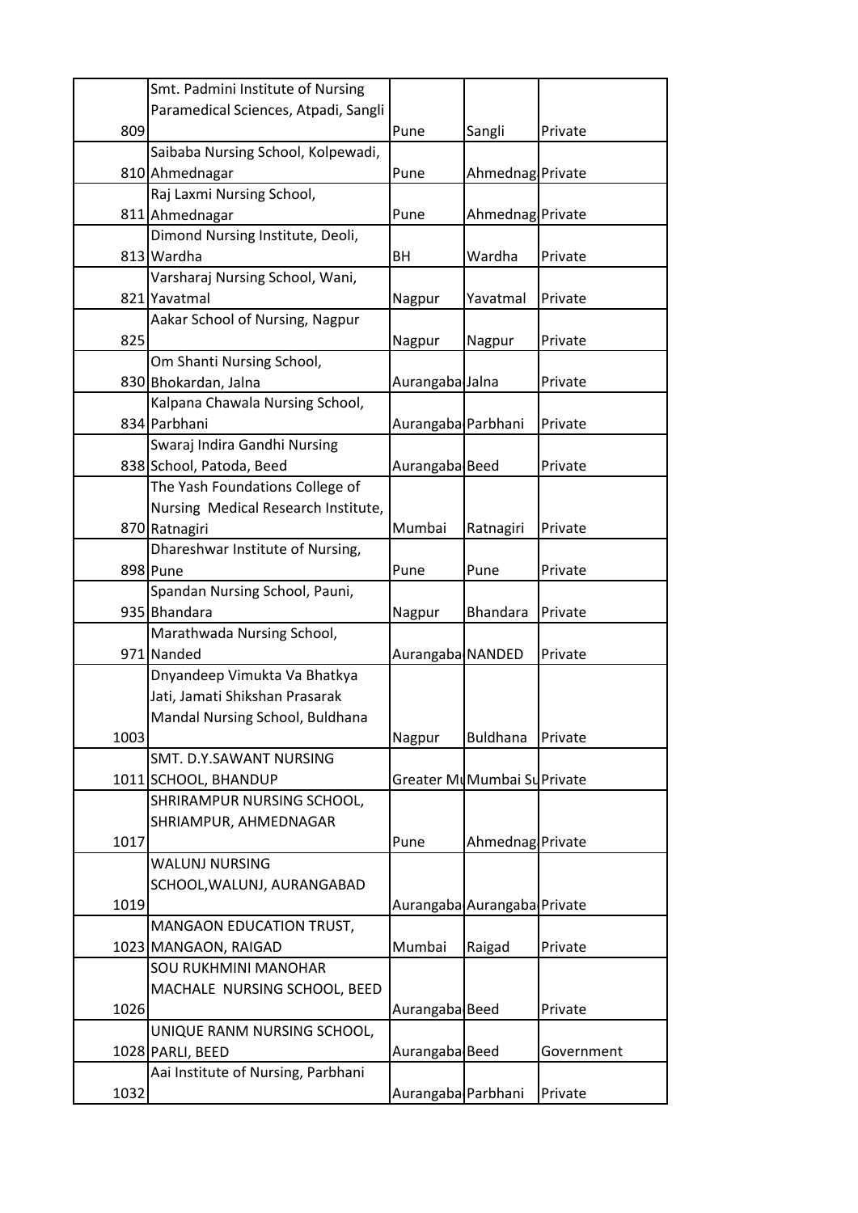| | | | | |
|---|---|---|---|---|
| 809 | Smt. Padmini Institute of Nursing Paramedical Sciences, Atpadi, Sangli | Pune | Sangli | Private |
| 810 | Saibaba Nursing School, Kolpewadi, Ahmednagar | Pune | Ahmednag | Private |
| 811 | Raj Laxmi Nursing School, Ahmednagar | Pune | Ahmednag | Private |
| 813 | Dimond Nursing Institute, Deoli, Wardha | BH | Wardha | Private |
| 821 | Varsharaj Nursing School, Wani, Yavatmal | Nagpur | Yavatmal | Private |
| 825 | Aakar School of Nursing, Nagpur | Nagpur | Nagpur | Private |
| 830 | Om Shanti Nursing School, Bhokardan, Jalna | Aurangaba | Jalna | Private |
| 834 | Kalpana Chawala Nursing School, Parbhani | Aurangaba | Parbhani | Private |
| 838 | Swaraj Indira Gandhi Nursing School, Patoda, Beed | Aurangaba | Beed | Private |
| 870 | The Yash Foundations College of Nursing Medical Research Institute, Ratnagiri | Mumbai | Ratnagiri | Private |
| 898 | Dhareshwar Institute of Nursing, Pune | Pune | Pune | Private |
| 935 | Spandan Nursing School, Pauni, Bhandara | Nagpur | Bhandara | Private |
| 971 | Marathwada Nursing School, Nanded | Aurangaba | NANDED | Private |
| 1003 | Dnyandeep Vimukta Va Bhatkya Jati, Jamati Shikshan Prasarak Mandal Nursing School, Buldhana | Nagpur | Buldhana | Private |
| 1011 | SMT. D.Y.SAWANT NURSING SCHOOL, BHANDUP | Greater Mu | Mumbai Su | Private |
| 1017 | SHRIRAMPUR NURSING SCHOOL, SHRIAMPUR, AHMEDNAGAR | Pune | Ahmednag | Private |
| 1019 | WALUNJ NURSING SCHOOL,WALUNJ, AURANGABAD | Aurangaba | Aurangaba | Private |
| 1023 | MANGAON EDUCATION TRUST, MANGAON, RAIGAD | Mumbai | Raigad | Private |
| 1026 | SOU RUKHMINI MANOHAR MACHALE NURSING SCHOOL, BEED | Aurangaba | Beed | Private |
| 1028 | UNIQUE RANM NURSING SCHOOL, PARLI, BEED | Aurangaba | Beed | Government |
| 1032 | Aai Institute of Nursing, Parbhani | Aurangaba | Parbhani | Private |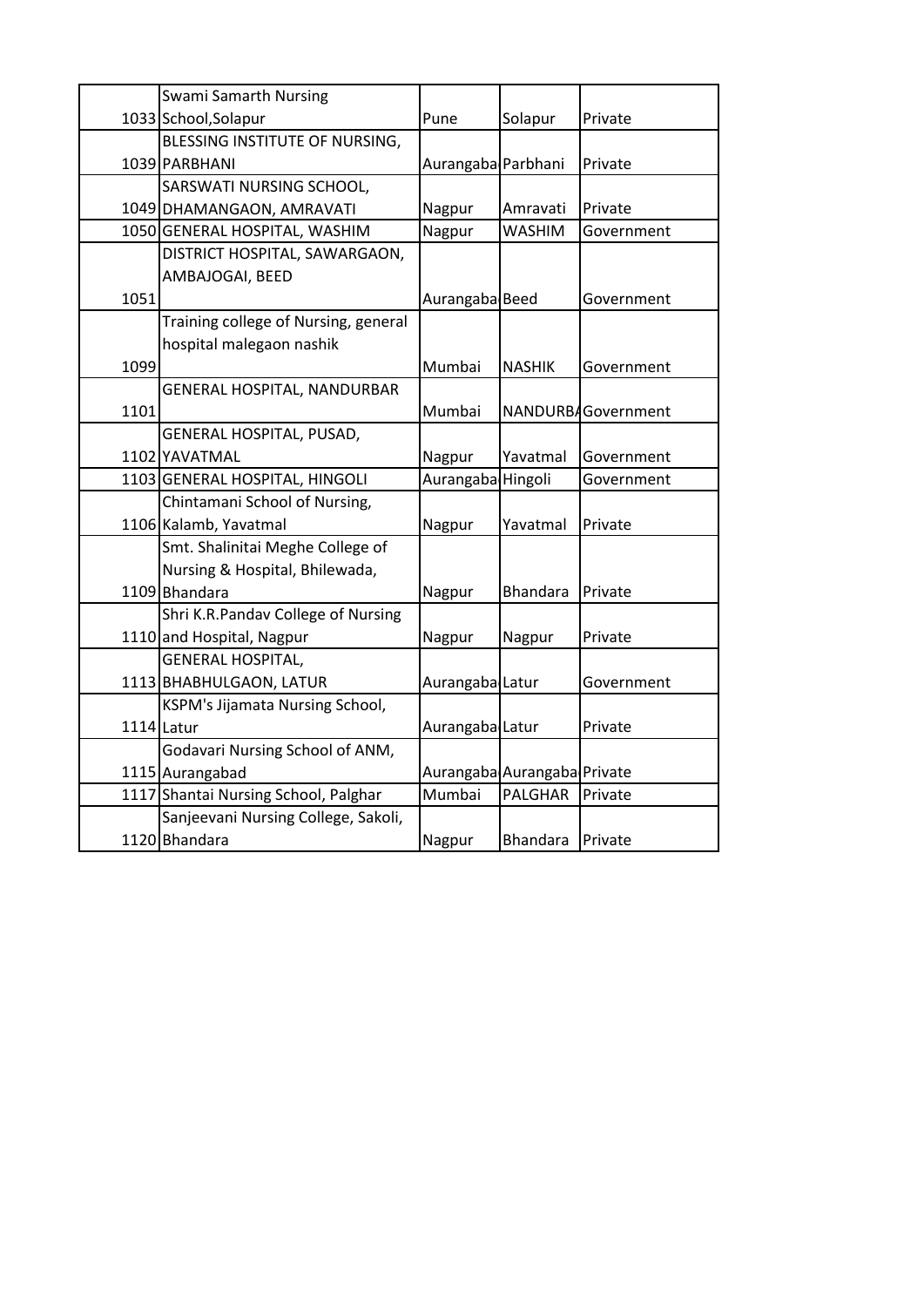| | | | | |
|---|---|---|---|---|
| 1033 | Swami Samarth Nursing School,Solapur | Pune | Solapur | Private |
| 1039 | BLESSING INSTITUTE OF NURSING, PARBHANI | Aurangaba | Parbhani | Private |
| 1049 | SARSWATI NURSING SCHOOL, DHAMANGAON, AMRAVATI | Nagpur | Amravati | Private |
| 1050 | GENERAL HOSPITAL, WASHIM | Nagpur | WASHIM | Government |
| 1051 | DISTRICT HOSPITAL, SAWARGAON, AMBAJOGAI, BEED | Aurangaba | Beed | Government |
| 1099 | Training college of Nursing, general hospital malegaon nashik | Mumbai | NASHIK | Government |
| 1101 | GENERAL HOSPITAL, NANDURBAR | Mumbai | NANDURBA | Government |
| 1102 | GENERAL HOSPITAL, PUSAD, YAVATMAL | Nagpur | Yavatmal | Government |
| 1103 | GENERAL HOSPITAL, HINGOLI | Aurangaba | Hingoli | Government |
| 1106 | Chintamani School of Nursing, Kalamb, Yavatmal | Nagpur | Yavatmal | Private |
| 1109 | Smt. Shalinitai Meghe College of Nursing & Hospital, Bhilewada, Bhandara | Nagpur | Bhandara | Private |
| 1110 | Shri K.R.Pandav College of Nursing and Hospital, Nagpur | Nagpur | Nagpur | Private |
| 1113 | GENERAL HOSPITAL, BHABHULGAON, LATUR | Aurangaba | Latur | Government |
| 1114 | KSPM's Jijamata Nursing School, Latur | Aurangaba | Latur | Private |
| 1115 | Godavari Nursing School of ANM, Aurangabad | Aurangaba | Aurangaba | Private |
| 1117 | Shantai Nursing School, Palghar | Mumbai | PALGHAR | Private |
| 1120 | Sanjeevani Nursing College, Sakoli, Bhandara | Nagpur | Bhandara | Private |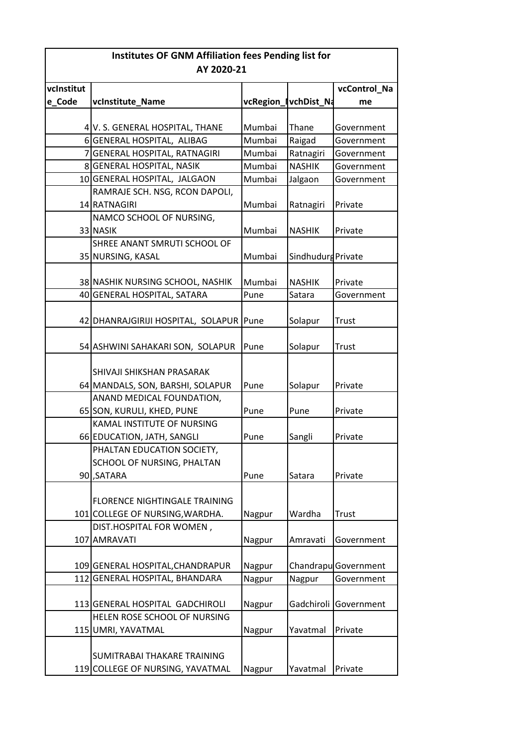| Institutes OF GNM Affiliation fees Pending list for AY 2020-21 | | | | |
|---|---|---|---|---|
| vcInstitute_Code | vcInstitute_Name | vcRegion_I | vchDist_Na | vcControl_Name |
| 4 | V. S. GENERAL HOSPITAL, THANE | Mumbai | Thane | Government |
| 6 | GENERAL HOSPITAL, ALIBAG | Mumbai | Raigad | Government |
| 7 | GENERAL HOSPITAL, RATNAGIRI | Mumbai | Ratnagiri | Government |
| 8 | GENERAL HOSPITAL, NASIK | Mumbai | NASHIK | Government |
| 10 | GENERAL HOSPITAL, JALGAON | Mumbai | Jalgaon | Government |
| 14 | RAMRAJE SCH. NSG, RCON DAPOLI, RATNAGIRI | Mumbai | Ratnagiri | Private |
| 33 | NAMCO SCHOOL OF NURSING, NASIK | Mumbai | NASHIK | Private |
| 35 | SHREE ANANT SMRUTI SCHOOL OF NURSING, KASAL | Mumbai | Sindhudurg | Private |
| 38 | NASHIK NURSING SCHOOL, NASHIK | Mumbai | NASHIK | Private |
| 40 | GENERAL HOSPITAL, SATARA | Pune | Satara | Government |
| 42 | DHANRAJGIRIJI HOSPITAL, SOLAPUR | Pune | Solapur | Trust |
| 54 | ASHWINI SAHAKARI SON, SOLAPUR | Pune | Solapur | Trust |
| 64 | SHIVAJI SHIKSHAN PRASARAK MANDALS, SON, BARSHI, SOLAPUR | Pune | Solapur | Private |
| 65 | ANAND MEDICAL FOUNDATION, SON, KURULI, KHED, PUNE | Pune | Pune | Private |
| 66 | KAMAL INSTITUTE OF NURSING EDUCATION, JATH, SANGLI | Pune | Sangli | Private |
| 90 | PHALTAN EDUCATION SOCIETY, SCHOOL OF NURSING, PHALTAN ,SATARA | Pune | Satara | Private |
| 101 | FLORENCE NIGHTINGALE TRAINING COLLEGE OF NURSING,WARDHA. | Nagpur | Wardha | Trust |
| 107 | DIST.HOSPITAL FOR WOMEN , AMRAVATI | Nagpur | Amravati | Government |
| 109 | GENERAL HOSPITAL,CHANDRAPUR | Nagpur | Chandrapu | Government |
| 112 | GENERAL HOSPITAL, BHANDARA | Nagpur | Nagpur | Government |
| 113 | GENERAL HOSPITAL GADCHIROLI | Nagpur | Gadchiroli | Government |
| 115 | HELEN ROSE SCHOOL OF NURSING UMRI, YAVATMAL | Nagpur | Yavatmal | Private |
| 119 | SUMITRABAI THAKARE TRAINING COLLEGE OF NURSING, YAVATMAL | Nagpur | Yavatmal | Private |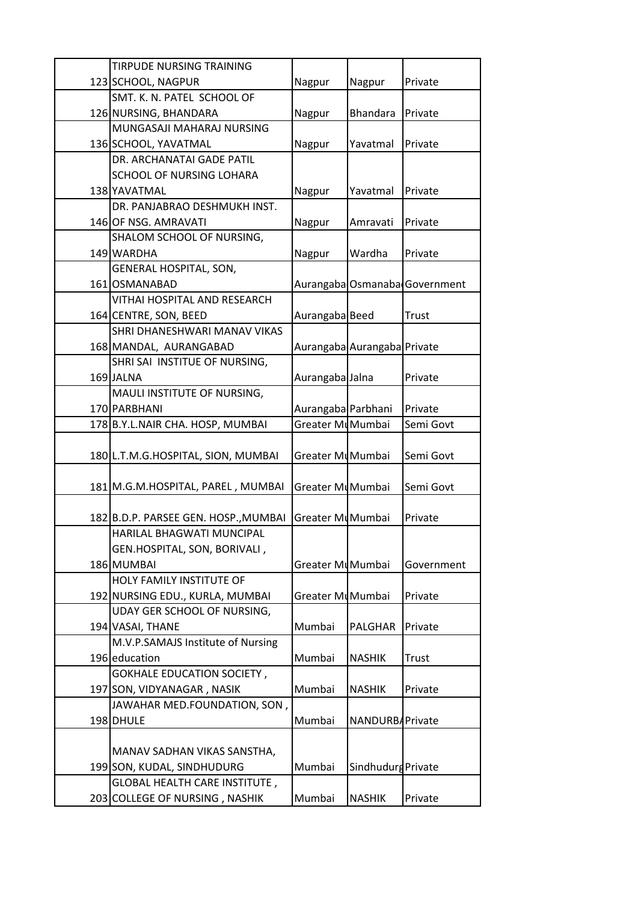| | | | | |
|---|---|---|---|---|
| 123 | TIRPUDE NURSING TRAINING SCHOOL, NAGPUR | Nagpur | Nagpur | Private |
| 126 | SMT. K. N. PATEL SCHOOL OF NURSING, BHANDARA | Nagpur | Bhandara | Private |
| 136 | MUNGASAJI MAHARAJ NURSING SCHOOL, YAVATMAL | Nagpur | Yavatmal | Private |
| 138 | DR. ARCHANATAI GADE PATIL SCHOOL OF NURSING LOHARA YAVATMAL | Nagpur | Yavatmal | Private |
| 146 | DR. PANJABRAO DESHMUKH INST. OF NSG. AMRAVATI | Nagpur | Amravati | Private |
| 149 | SHALOM SCHOOL OF NURSING, WARDHA | Nagpur | Wardha | Private |
| 161 | GENERAL HOSPITAL, SON, OSMANABAD | Aurangaba | Osmanaba | Government |
| 164 | VITHAI HOSPITAL AND RESEARCH CENTRE, SON, BEED | Aurangaba | Beed | Trust |
| 168 | SHRI DHANESHWARI MANAV VIKAS MANDAL, AURANGABAD | Aurangaba | Aurangaba | Private |
| 169 | SHRI SAI INSTITUE OF NURSING, JALNA | Aurangaba | Jalna | Private |
| 170 | MAULI INSTITUTE OF NURSING, PARBHANI | Aurangaba | Parbhani | Private |
| 178 | B.Y.L.NAIR CHA. HOSP, MUMBAI | Greater Mu | Mumbai | Semi Govt |
| 180 | L.T.M.G.HOSPITAL, SION, MUMBAI | Greater Mu | Mumbai | Semi Govt |
| 181 | M.G.M.HOSPITAL, PAREL , MUMBAI | Greater Mu | Mumbai | Semi Govt |
| 182 | B.D.P. PARSEE GEN. HOSP.,MUMBAI | Greater Mu | Mumbai | Private |
| 186 | HARILAL BHAGWATI MUNCIPAL GEN.HOSPITAL, SON, BORIVALI , MUMBAI | Greater Mu | Mumbai | Government |
| 192 | HOLY FAMILY INSTITUTE OF NURSING EDU., KURLA, MUMBAI | Greater Mu | Mumbai | Private |
| 194 | UDAY GER SCHOOL OF NURSING, VASAI, THANE | Mumbai | PALGHAR | Private |
| 196 | M.V.P.SAMAJS Institute of Nursing education | Mumbai | NASHIK | Trust |
| 197 | GOKHALE EDUCATION SOCIETY , SON, VIDYANAGAR , NASIK | Mumbai | NASHIK | Private |
| 198 | JAWAHAR MED.FOUNDATION, SON , DHULE | Mumbai | NANDURBA | Private |
| 199 | MANAV SADHAN VIKAS SANSTHA, SON, KUDAL, SINDHUDURG | Mumbai | Sindhudurg | Private |
| 203 | GLOBAL HEALTH CARE INSTITUTE , COLLEGE OF NURSING , NASHIK | Mumbai | NASHIK | Private |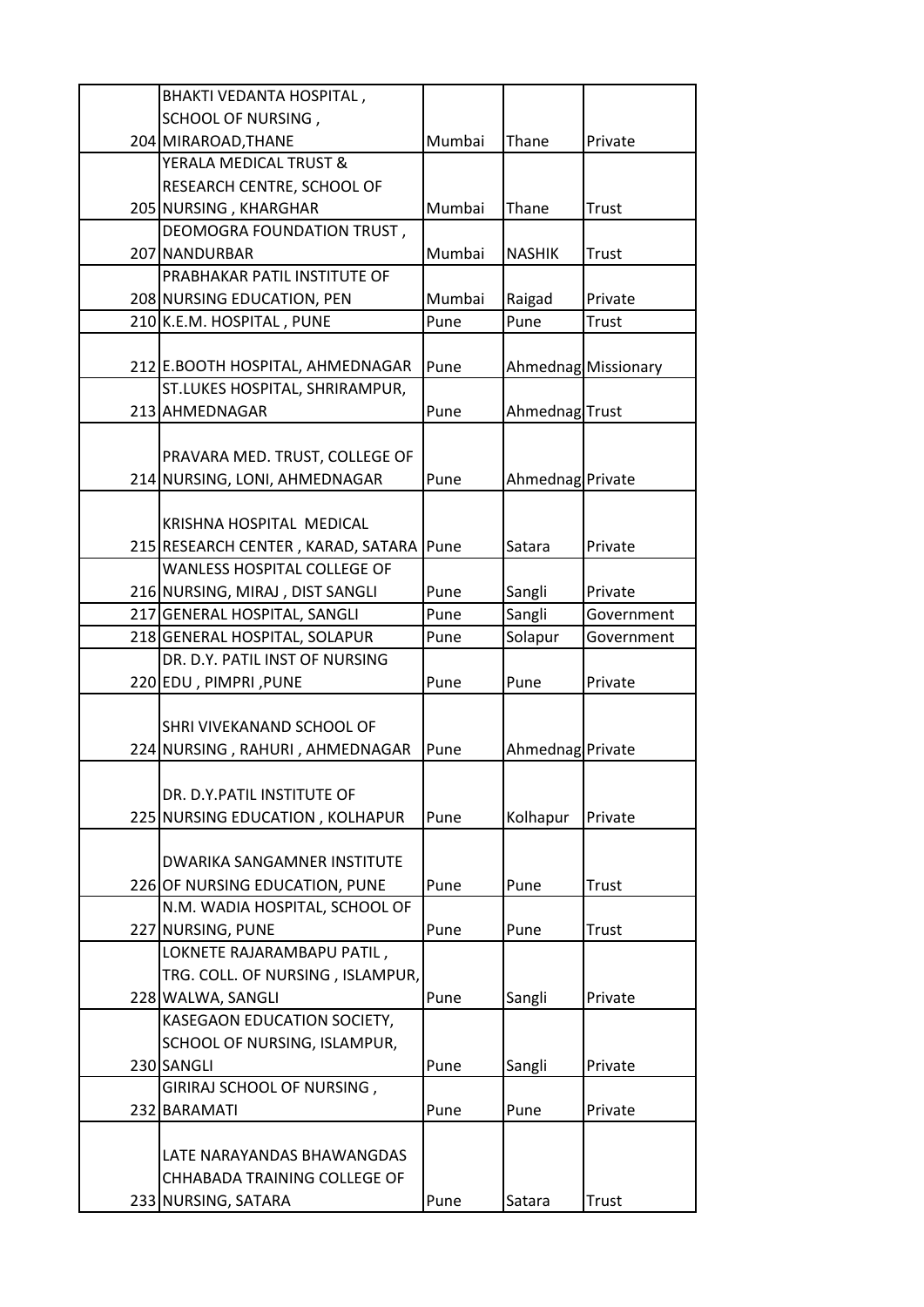| | | | | |
|---|---|---|---|---|
| 204 | BHAKTI VEDANTA HOSPITAL , SCHOOL OF NURSING , MIRAROAD,THANE | Mumbai | Thane | Private |
| 205 | YERALA MEDICAL TRUST & RESEARCH CENTRE, SCHOOL OF NURSING , KHARGHAR | Mumbai | Thane | Trust |
| 207 | DEOMOGRA FOUNDATION TRUST , NANDURBAR | Mumbai | NASHIK | Trust |
| 208 | PRABHAKAR PATIL INSTITUTE OF NURSING EDUCATION, PEN | Mumbai | Raigad | Private |
| 210 | K.E.M. HOSPITAL , PUNE | Pune | Pune | Trust |
| 212 | E.BOOTH HOSPITAL, AHMEDNAGAR | Pune | Ahmednag | Missionary |
| 213 | ST.LUKES HOSPITAL, SHRIRAMPUR, AHMEDNAGAR | Pune | Ahmednag | Trust |
| 214 | PRAVARA MED. TRUST, COLLEGE OF NURSING, LONI, AHMEDNAGAR | Pune | Ahmednag | Private |
| 215 | KRISHNA HOSPITAL MEDICAL RESEARCH CENTER , KARAD, SATARA | Pune | Satara | Private |
| 216 | WANLESS HOSPITAL COLLEGE OF NURSING, MIRAJ , DIST SANGLI | Pune | Sangli | Private |
| 217 | GENERAL HOSPITAL, SANGLI | Pune | Sangli | Government |
| 218 | GENERAL HOSPITAL, SOLAPUR | Pune | Solapur | Government |
| 220 | DR. D.Y. PATIL INST OF NURSING EDU , PIMPRI ,PUNE | Pune | Pune | Private |
| 224 | SHRI VIVEKANAND SCHOOL OF NURSING , RAHURI , AHMEDNAGAR | Pune | Ahmednag | Private |
| 225 | DR. D.Y.PATIL INSTITUTE OF NURSING EDUCATION , KOLHAPUR | Pune | Kolhapur | Private |
| 226 | DWARIKA SANGAMNER INSTITUTE OF NURSING EDUCATION, PUNE | Pune | Pune | Trust |
| 227 | N.M. WADIA HOSPITAL, SCHOOL OF NURSING, PUNE | Pune | Pune | Trust |
| 228 | LOKNETE RAJARAMBAPU PATIL , TRG. COLL. OF NURSING , ISLAMPUR, WALWA, SANGLI | Pune | Sangli | Private |
| 230 | KASEGAON EDUCATION SOCIETY, SCHOOL OF NURSING, ISLAMPUR, SANGLI | Pune | Sangli | Private |
| 232 | GIRIRAJ SCHOOL OF NURSING , BARAMATI | Pune | Pune | Private |
| 233 | LATE NARAYANDAS BHAWANGDAS CHHABADA TRAINING COLLEGE OF NURSING, SATARA | Pune | Satara | Trust |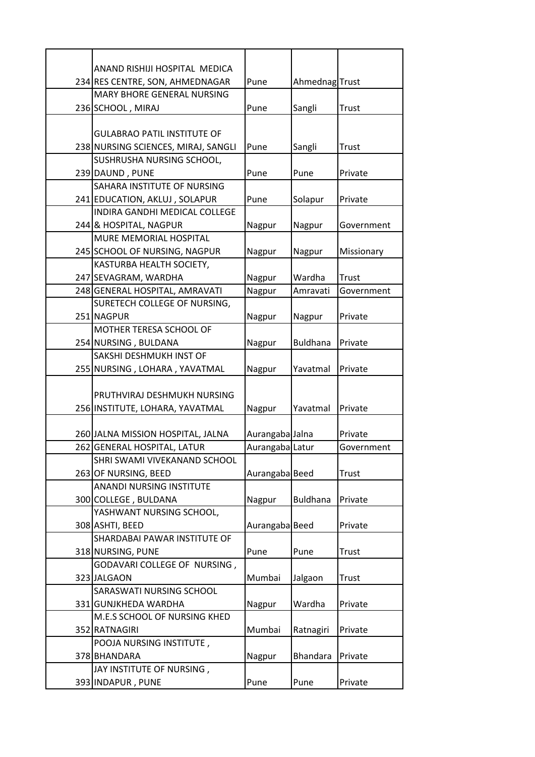| | | | | |
|---|---|---|---|---|
| 234 | ANAND RISHIJI HOSPITAL MEDICA RES CENTRE, SON, AHMEDNAGAR | Pune | Ahmednag | Trust |
| 236 | MARY BHORE GENERAL NURSING SCHOOL , MIRAJ | Pune | Sangli | Trust |
| 238 | GULABRAO PATIL INSTITUTE OF NURSING SCIENCES, MIRAJ, SANGLI | Pune | Sangli | Trust |
| 239 | SUSHRUSHA NURSING SCHOOL, DAUND , PUNE | Pune | Pune | Private |
| 241 | SAHARA INSTITUTE OF NURSING EDUCATION, AKLUJ , SOLAPUR | Pune | Solapur | Private |
| 244 | INDIRA GANDHI MEDICAL COLLEGE & HOSPITAL, NAGPUR | Nagpur | Nagpur | Government |
| 245 | MURE MEMORIAL HOSPITAL SCHOOL OF NURSING, NAGPUR | Nagpur | Nagpur | Missionary |
| 247 | KASTURBA HEALTH SOCIETY, SEVAGRAM, WARDHA | Nagpur | Wardha | Trust |
| 248 | GENERAL HOSPITAL, AMRAVATI | Nagpur | Amravati | Government |
| 251 | SURETECH COLLEGE OF NURSING, NAGPUR | Nagpur | Nagpur | Private |
| 254 | MOTHER TERESA SCHOOL OF NURSING , BULDANA | Nagpur | Buldhana | Private |
| 255 | SAKSHI DESHMUKH INST OF NURSING , LOHARA , YAVATMAL | Nagpur | Yavatmal | Private |
| 256 | PRUTHVIRAJ DESHMUKH NURSING INSTITUTE, LOHARA, YAVATMAL | Nagpur | Yavatmal | Private |
| 260 | JALNA MISSION HOSPITAL, JALNA | Aurangaba | Jalna | Private |
| 262 | GENERAL HOSPITAL, LATUR | Aurangaba | Latur | Government |
| 263 | SHRI SWAMI VIVEKANAND SCHOOL OF NURSING, BEED | Aurangaba | Beed | Trust |
| 300 | ANANDI NURSING INSTITUTE COLLEGE , BULDANA | Nagpur | Buldhana | Private |
| 308 | YASHWANT NURSING SCHOOL, ASHTI, BEED | Aurangaba | Beed | Private |
| 318 | SHARDABAI PAWAR INSTITUTE OF NURSING, PUNE | Pune | Pune | Trust |
| 323 | GODAVARI COLLEGE OF NURSING , JALGAON | Mumbai | Jalgaon | Trust |
| 331 | SARASWATI NURSING SCHOOL GUNJKHEDA WARDHA | Nagpur | Wardha | Private |
| 352 | M.E.S SCHOOL OF NURSING KHED RATNAGIRI | Mumbai | Ratnagiri | Private |
| 378 | POOJA NURSING INSTITUTE , BHANDARA | Nagpur | Bhandara | Private |
| 393 | JAY INSTITUTE OF NURSING , INDAPUR , PUNE | Pune | Pune | Private |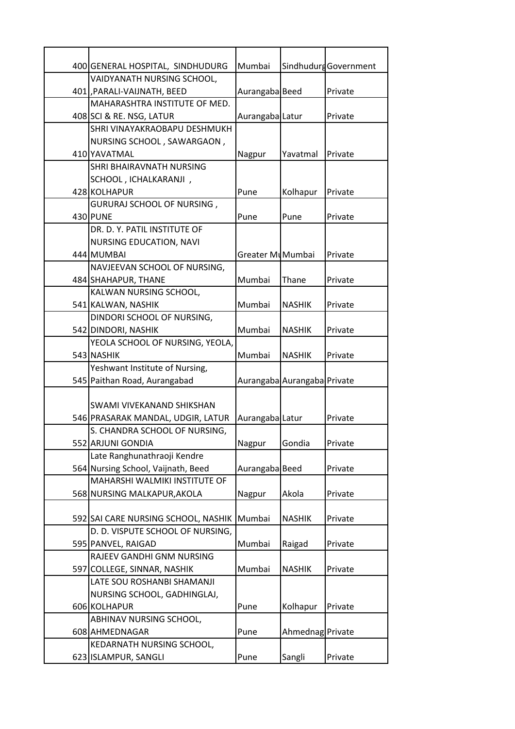|  |  |  |  |  |
|---|---|---|---|---|
| 400 | GENERAL HOSPITAL, SINDHUDURG | Mumbai | Sindhudurg | Government |
| 401 | VAIDYANATH NURSING SCHOOL, ,PARALI-VAIJNATH, BEED | Aurangaba | Beed | Private |
| 408 | MAHARASHTRA INSTITUTE OF MED. SCI & RE. NSG, LATUR | Aurangaba | Latur | Private |
| 410 | SHRI VINAYAKRAOBAPU DESHMUKH NURSING SCHOOL , SAWARGAON , YAVATMAL | Nagpur | Yavatmal | Private |
| 428 | SHRI BHAIRAVNATH NURSING SCHOOL , ICHALKARANJI , KOLHAPUR | Pune | Kolhapur | Private |
| 430 | GURURAJ SCHOOL OF NURSING , PUNE | Pune | Pune | Private |
| 444 | DR. D. Y. PATIL INSTITUTE OF NURSING EDUCATION, NAVI MUMBAI | Greater Mu | Mumbai | Private |
| 484 | NAVJEEVAN SCHOOL OF NURSING, SHAHAPUR, THANE | Mumbai | Thane | Private |
| 541 | KALWAN NURSING SCHOOL, KALWAN, NASHIK | Mumbai | NASHIK | Private |
| 542 | DINDORI SCHOOL OF NURSING, DINDORI, NASHIK | Mumbai | NASHIK | Private |
| 543 | YEOLA SCHOOL OF NURSING, YEOLA, NASHIK | Mumbai | NASHIK | Private |
| 545 | Yeshwant Institute of Nursing, Paithan Road, Aurangabad | Aurangaba | Aurangaba | Private |
| 546 | SWAMI VIVEKANAND SHIKSHAN PRASARAK MANDAL, UDGIR, LATUR | Aurangaba | Latur | Private |
| 552 | S. CHANDRA SCHOOL OF NURSING, ARJUNI GONDIA | Nagpur | Gondia | Private |
| 564 | Late Ranghunathraoji Kendre Nursing School, Vaijnath, Beed | Aurangaba | Beed | Private |
| 568 | MAHARSHI WALMIKI INSTITUTE OF NURSING MALKAPUR,AKOLA | Nagpur | Akola | Private |
| 592 | SAI CARE NURSING SCHOOL, NASHIK | Mumbai | NASHIK | Private |
| 595 | D. D. VISPUTE SCHOOL OF NURSING, PANVEL, RAIGAD | Mumbai | Raigad | Private |
| 597 | RAJEEV GANDHI GNM NURSING COLLEGE, SINNAR, NASHIK | Mumbai | NASHIK | Private |
| 606 | LATE SOU ROSHANBI SHAMANJI NURSING SCHOOL, GADHINGLAJ, KOLHAPUR | Pune | Kolhapur | Private |
| 608 | ABHINAV NURSING SCHOOL, AHMEDNAGAR | Pune | Ahmednag | Private |
| 623 | KEDARNATH NURSING SCHOOL, ISLAMPUR, SANGLI | Pune | Sangli | Private |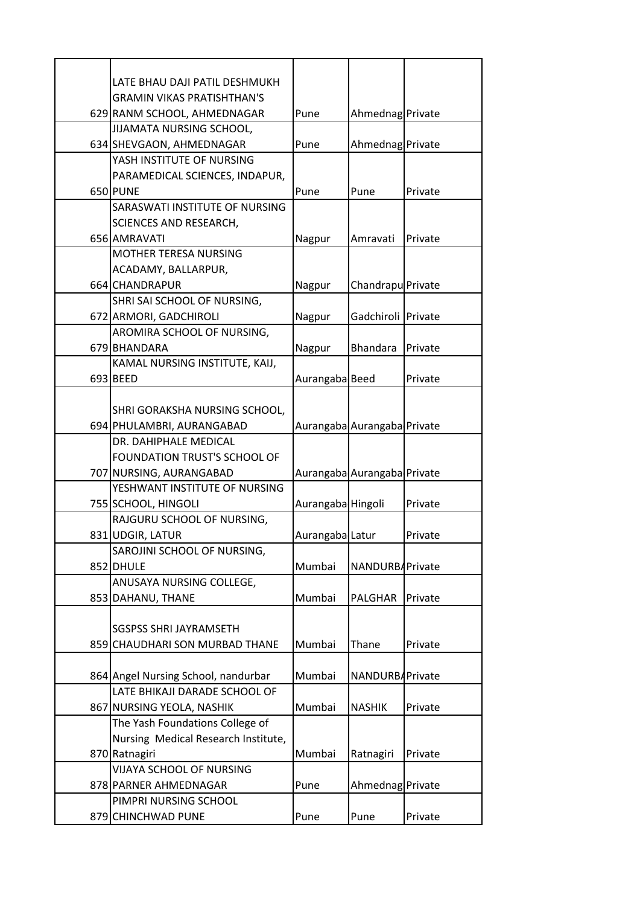|  |  |  |  |  |
|---|---|---|---|---|
| 629 | LATE BHAU DAJI PATIL DESHMUKH GRAMIN VIKAS PRATISHTHAN'S RANM SCHOOL, AHMEDNAGAR | Pune | Ahmednag | Private |
| 634 | JIJAMATA NURSING SCHOOL, SHEVGAON, AHMEDNAGAR | Pune | Ahmednag | Private |
| 650 | YASH INSTITUTE OF NURSING PARAMEDICAL SCIENCES, INDAPUR, PUNE | Pune | Pune | Private |
| 656 | SARASWATI INSTITUTE OF NURSING SCIENCES AND RESEARCH, AMRAVATI | Nagpur | Amravati | Private |
| 664 | MOTHER TERESA NURSING ACADAMY, BALLARPUR, CHANDRAPUR | Nagpur | Chandrapu | Private |
| 672 | SHRI SAI SCHOOL OF NURSING, ARMORI, GADCHIROLI | Nagpur | Gadchiroli | Private |
| 679 | AROMIRA SCHOOL OF NURSING, BHANDARA | Nagpur | Bhandara | Private |
| 693 | KAMAL NURSING INSTITUTE, KAIJ, BEED | Aurangaba | Beed | Private |
| 694 | SHRI GORAKSHA NURSING SCHOOL, PHULAMBRI, AURANGABAD | Aurangaba | Aurangaba | Private |
| 707 | DR. DAHIPHALE MEDICAL FOUNDATION TRUST'S SCHOOL OF NURSING, AURANGABAD | Aurangaba | Aurangaba | Private |
| 755 | YESHWANT INSTITUTE OF NURSING SCHOOL, HINGOLI | Aurangaba | Hingoli | Private |
| 831 | RAJGURU SCHOOL OF NURSING, UDGIR, LATUR | Aurangaba | Latur | Private |
| 852 | SAROJINI SCHOOL OF NURSING, DHULE | Mumbai | NANDURBA | Private |
| 853 | ANUSAYA NURSING COLLEGE, DAHANU, THANE | Mumbai | PALGHAR | Private |
| 859 | SGSPSS SHRI JAYRAMSETH CHAUDHARI SON MURBAD THANE | Mumbai | Thane | Private |
| 864 | Angel Nursing School, nandurbar | Mumbai | NANDURBA | Private |
| 867 | LATE BHIKAJI DARADE SCHOOL OF NURSING YEOLA, NASHIK | Mumbai | NASHIK | Private |
| 870 | The Yash Foundations College of Nursing Medical Research Institute, Ratnagiri | Mumbai | Ratnagiri | Private |
| 878 | VIJAYA SCHOOL OF NURSING PARNER AHMEDNAGAR | Pune | Ahmednag | Private |
| 879 | PIMPRI NURSING SCHOOL CHINCHWAD PUNE | Pune | Pune | Private |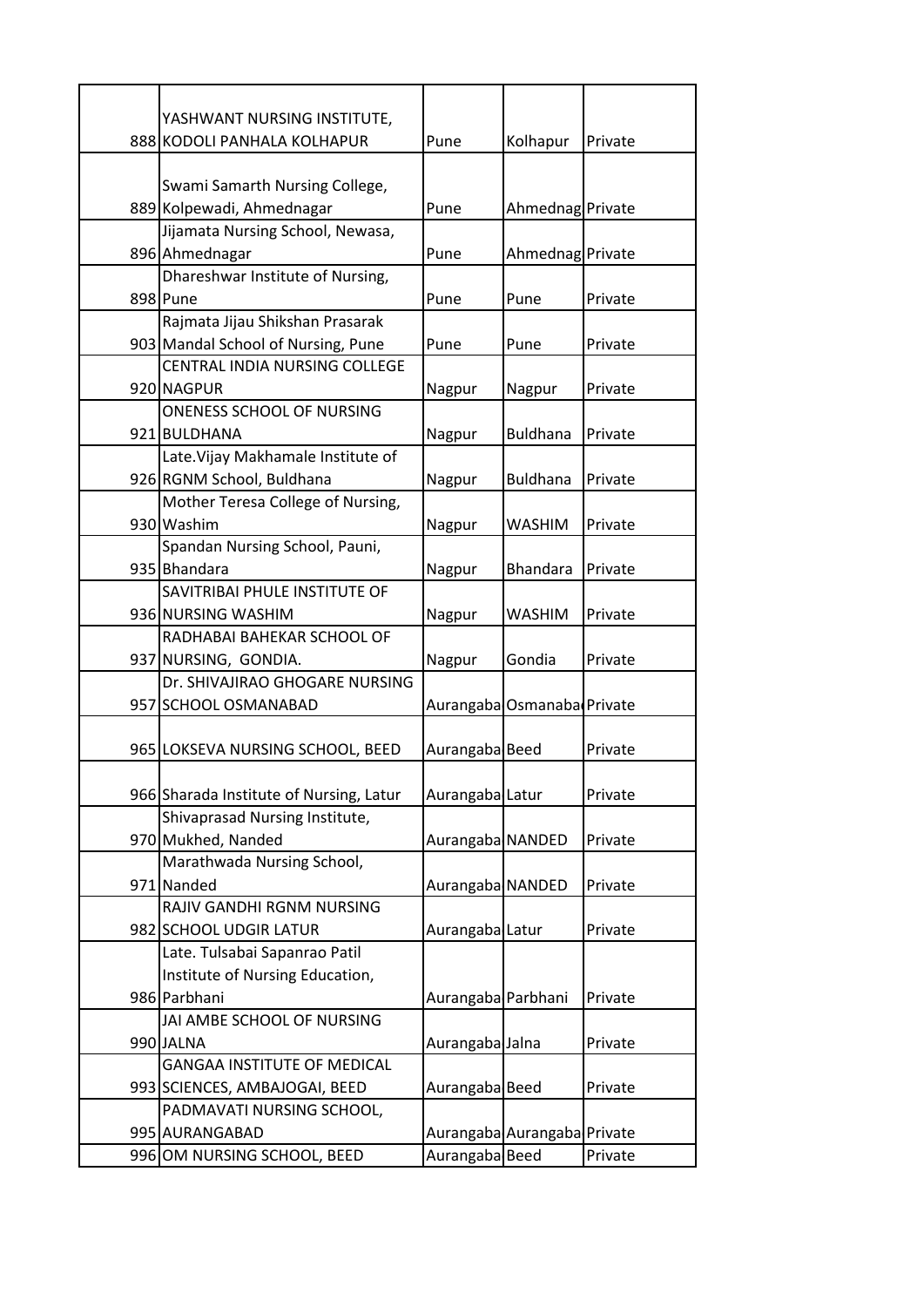| | | | | |
|---|---|---|---|---|
| 888 | YASHWANT NURSING INSTITUTE, KODOLI PANHALA KOLHAPUR | Pune | Kolhapur | Private |
| 889 | Swami Samarth Nursing College, Kolpewadi, Ahmednagar | Pune | Ahmednag | Private |
| 896 | Jijamata Nursing School, Newasa, Ahmednagar | Pune | Ahmednag | Private |
| 898 | Dhareshwar Institute of Nursing, Pune | Pune | Pune | Private |
| 903 | Rajmata Jijau Shikshan Prasarak Mandal School of Nursing, Pune | Pune | Pune | Private |
| 920 | CENTRAL INDIA NURSING COLLEGE NAGPUR | Nagpur | Nagpur | Private |
| 921 | ONENESS SCHOOL OF NURSING BULDHANA | Nagpur | Buldhana | Private |
| 926 | Late.Vijay Makhamale Institute of RGNM School, Buldhana | Nagpur | Buldhana | Private |
| 930 | Mother Teresa College of Nursing, Washim | Nagpur | WASHIM | Private |
| 935 | Spandan Nursing School, Pauni, Bhandara | Nagpur | Bhandara | Private |
| 936 | SAVITRIBAI PHULE INSTITUTE OF NURSING WASHIM | Nagpur | WASHIM | Private |
| 937 | RADHABAI BAHEKAR SCHOOL OF NURSING, GONDIA. | Nagpur | Gondia | Private |
| 957 | Dr. SHIVAJIRAO GHOGARE NURSING SCHOOL OSMANABAD | Aurangaba | Osmanabad | Private |
| 965 | LOKSEVA NURSING SCHOOL, BEED | Aurangaba | Beed | Private |
| 966 | Sharada Institute of Nursing, Latur | Aurangaba | Latur | Private |
| 970 | Shivaprasad Nursing Institute, Mukhed, Nanded | Aurangaba | NANDED | Private |
| 971 | Marathwada Nursing School, Nanded | Aurangaba | NANDED | Private |
| 982 | RAJIV GANDHI RGNM NURSING SCHOOL UDGIR LATUR | Aurangaba | Latur | Private |
| 986 | Late. Tulsabai Sapanrao Patil Institute of Nursing Education, Parbhani | Aurangaba | Parbhani | Private |
| 990 | JAI AMBE SCHOOL OF NURSING JALNA | Aurangaba | Jalna | Private |
| 993 | GANGAA INSTITUTE OF MEDICAL SCIENCES, AMBAJOGAI, BEED | Aurangaba | Beed | Private |
| 995 | PADMAVATI NURSING SCHOOL, AURANGABAD | Aurangaba | Aurangaba | Private |
| 996 | OM NURSING SCHOOL, BEED | Aurangaba | Beed | Private |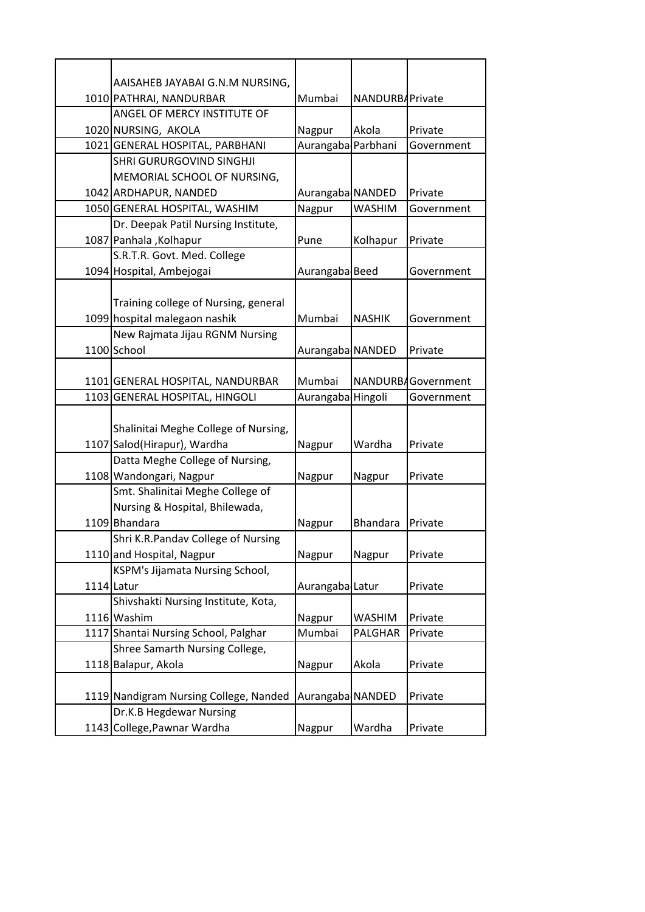| | | | | |
|---|---|---|---|---|
| 1010 | AAISAHEB JAYABAI G.N.M NURSING, PATHRAI, NANDURBAR | Mumbai | NANDURBA | Private |
| 1020 | ANGEL OF MERCY INSTITUTE OF NURSING, AKOLA | Nagpur | Akola | Private |
| 1021 | GENERAL HOSPITAL, PARBHANI | Aurangaba | Parbhani | Government |
| 1042 | SHRI GURURGOVIND SINGHJI MEMORIAL SCHOOL OF NURSING, ARDHAPUR, NANDED | Aurangaba | NANDED | Private |
| 1050 | GENERAL HOSPITAL, WASHIM | Nagpur | WASHIM | Government |
| 1087 | Dr. Deepak Patil Nursing Institute, Panhala ,Kolhapur | Pune | Kolhapur | Private |
| 1094 | S.R.T.R. Govt. Med. College Hospital, Ambejogai | Aurangaba | Beed | Government |
| 1099 | Training college of Nursing, general hospital malegaon nashik | Mumbai | NASHIK | Government |
| 1100 | New Rajmata Jijau RGNM Nursing School | Aurangaba | NANDED | Private |
| 1101 | GENERAL HOSPITAL, NANDURBAR | Mumbai | NANDURBA | Government |
| 1103 | GENERAL HOSPITAL, HINGOLI | Aurangaba | Hingoli | Government |
| 1107 | Shalinitai Meghe College of Nursing, Salod(Hirapur), Wardha | Nagpur | Wardha | Private |
| 1108 | Datta Meghe College of Nursing, Wandongari, Nagpur | Nagpur | Nagpur | Private |
| 1109 | Smt. Shalinitai Meghe College of Nursing & Hospital, Bhilewada, Bhandara | Nagpur | Bhandara | Private |
| 1110 | Shri K.R.Pandav College of Nursing and Hospital, Nagpur | Nagpur | Nagpur | Private |
| 1114 | KSPM's Jijamata Nursing School, Latur | Aurangaba | Latur | Private |
| 1116 | Shivshakti Nursing Institute, Kota, Washim | Nagpur | WASHIM | Private |
| 1117 | Shantai Nursing School, Palghar | Mumbai | PALGHAR | Private |
| 1118 | Shree Samarth Nursing College, Balapur, Akola | Nagpur | Akola | Private |
| 1119 | Nandigram Nursing College, Nanded | Aurangaba | NANDED | Private |
| 1143 | Dr.K.B Hegdewar Nursing College,Pawnar Wardha | Nagpur | Wardha | Private |